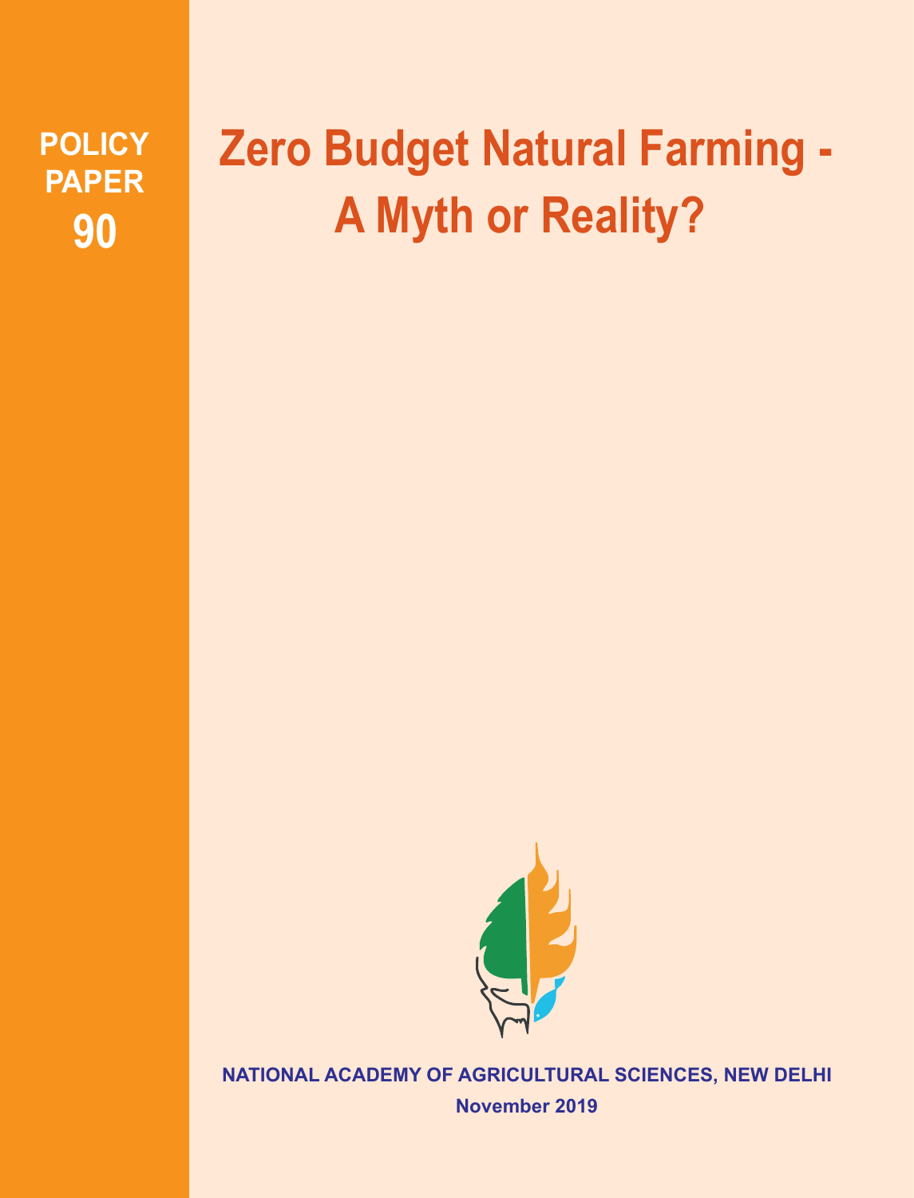POLICY PAPER 90

# Zero Budget Natural Farming - A Myth or Reality?

NATIONAL ACADEMY OF AGRICULTURAL SCIENCES, NEW DELHI

November 2019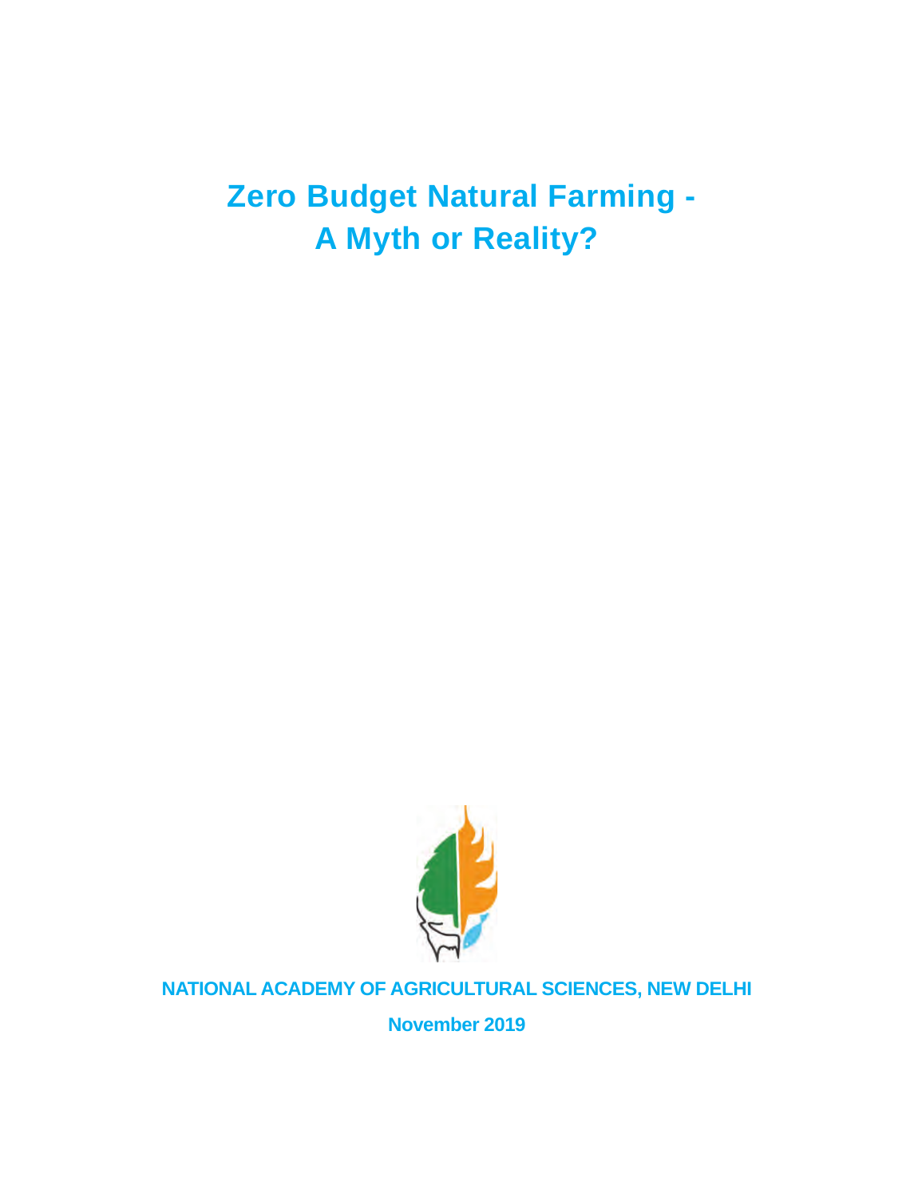# Zero Budget Natural Farming - A Myth or Reality?

**NATIONAL ACADEMY OF AGRICULTURAL SCIENCES, NEW DELHI**

**November 2019**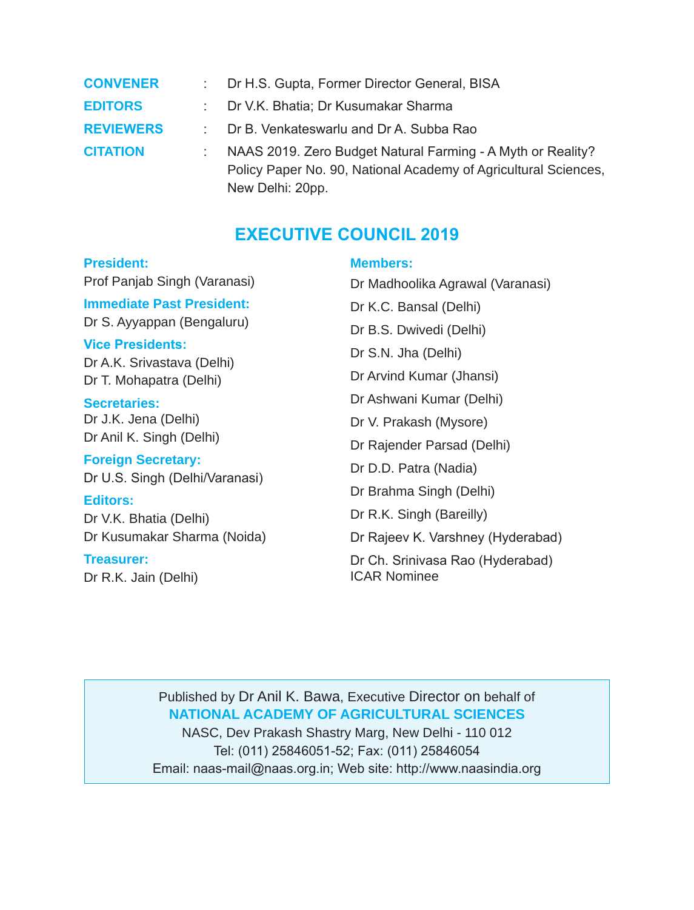**CONVENER** : Dr H.S. Gupta, Former Director General, BISA

**EDITORS** : Dr V.K. Bhatia; Dr Kusumakar Sharma

**REVIEWERS** : Dr B. Venkateswarlu and Dr A. Subba Rao

**CITATION** : NAAS 2019. Zero Budget Natural Farming - A Myth or Reality? Policy Paper No. 90, National Academy of Agricultural Sciences, New Delhi: 20pp.

## EXECUTIVE COUNCIL 2019

**President:**
Prof Panjab Singh (Varanasi)

**Immediate Past President:**
Dr S. Ayyappan (Bengaluru)

**Vice Presidents:**
Dr A.K. Srivastava (Delhi)
Dr T. Mohapatra (Delhi)

**Secretaries:**
Dr J.K. Jena (Delhi)
Dr Anil K. Singh (Delhi)

**Foreign Secretary:**
Dr U.S. Singh (Delhi/Varanasi)

**Editors:**
Dr V.K. Bhatia (Delhi)
Dr Kusumakar Sharma (Noida)

**Treasurer:**
Dr R.K. Jain (Delhi)

**Members:**
Dr Madhoolika Agrawal (Varanasi)
Dr K.C. Bansal (Delhi)
Dr B.S. Dwivedi (Delhi)
Dr S.N. Jha (Delhi)
Dr Arvind Kumar (Jhansi)
Dr Ashwani Kumar (Delhi)
Dr V. Prakash (Mysore)
Dr Rajender Parsad (Delhi)
Dr D.D. Patra (Nadia)
Dr Brahma Singh (Delhi)
Dr R.K. Singh (Bareilly)
Dr Rajeev K. Varshney (Hyderabad)
Dr Ch. Srinivasa Rao (Hyderabad)
ICAR Nominee

Published by Dr Anil K. Bawa, Executive Director on behalf of
**NATIONAL ACADEMY OF AGRICULTURAL SCIENCES**
NASC, Dev Prakash Shastry Marg, New Delhi - 110 012
Tel: (011) 25846051-52; Fax: (011) 25846054
Email: naas-mail@naas.org.in; Web site: http://www.naasindia.org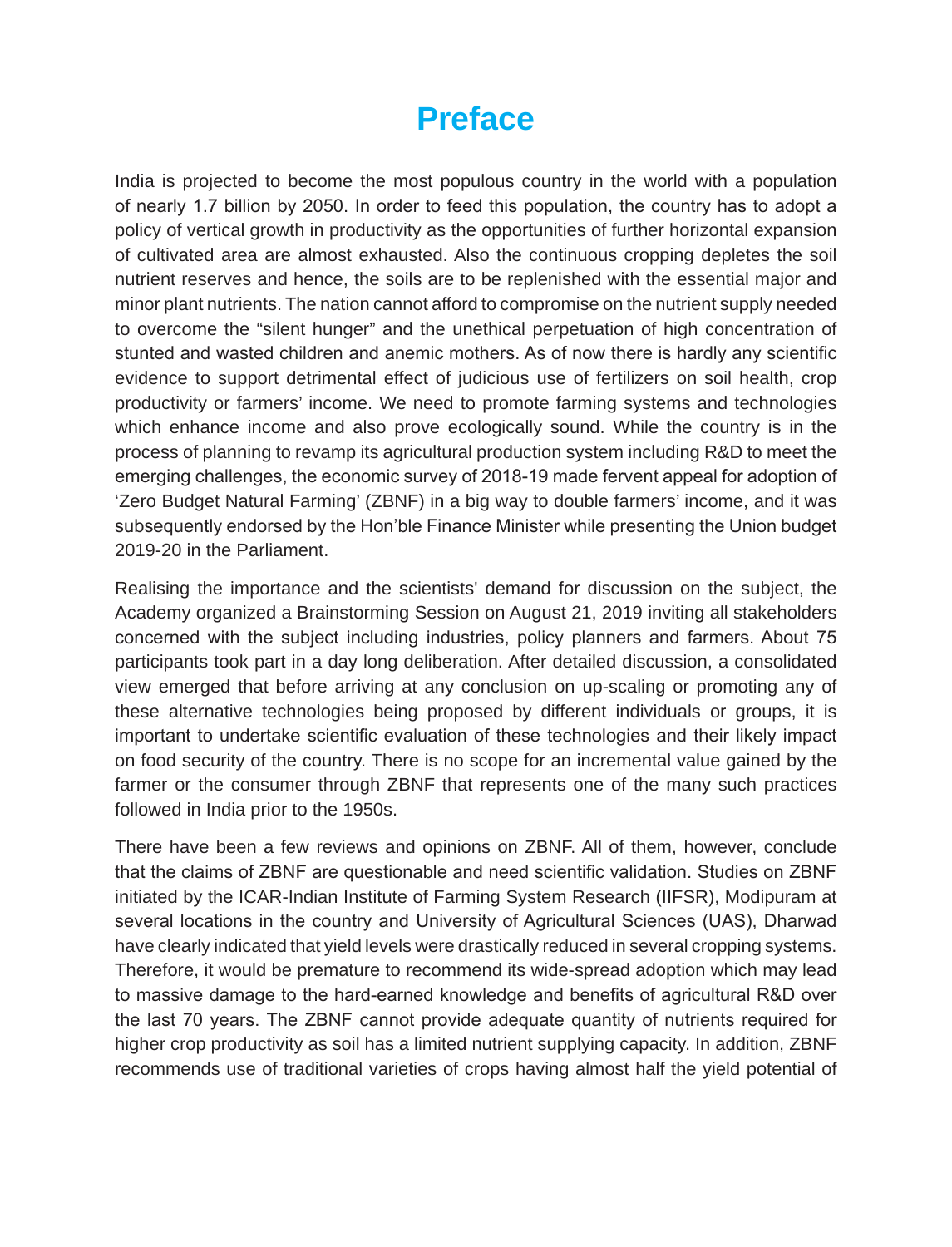# Preface

India is projected to become the most populous country in the world with a population of nearly 1.7 billion by 2050. In order to feed this population, the country has to adopt a policy of vertical growth in productivity as the opportunities of further horizontal expansion of cultivated area are almost exhausted. Also the continuous cropping depletes the soil nutrient reserves and hence, the soils are to be replenished with the essential major and minor plant nutrients. The nation cannot afford to compromise on the nutrient supply needed to overcome the "silent hunger" and the unethical perpetuation of high concentration of stunted and wasted children and anemic mothers. As of now there is hardly any scientific evidence to support detrimental effect of judicious use of fertilizers on soil health, crop productivity or farmers' income. We need to promote farming systems and technologies which enhance income and also prove ecologically sound. While the country is in the process of planning to revamp its agricultural production system including R&D to meet the emerging challenges, the economic survey of 2018-19 made fervent appeal for adoption of 'Zero Budget Natural Farming' (ZBNF) in a big way to double farmers' income, and it was subsequently endorsed by the Hon'ble Finance Minister while presenting the Union budget 2019-20 in the Parliament.

Realising the importance and the scientists' demand for discussion on the subject, the Academy organized a Brainstorming Session on August 21, 2019 inviting all stakeholders concerned with the subject including industries, policy planners and farmers. About 75 participants took part in a day long deliberation. After detailed discussion, a consolidated view emerged that before arriving at any conclusion on up-scaling or promoting any of these alternative technologies being proposed by different individuals or groups, it is important to undertake scientific evaluation of these technologies and their likely impact on food security of the country. There is no scope for an incremental value gained by the farmer or the consumer through ZBNF that represents one of the many such practices followed in India prior to the 1950s.

There have been a few reviews and opinions on ZBNF. All of them, however, conclude that the claims of ZBNF are questionable and need scientific validation. Studies on ZBNF initiated by the ICAR-Indian Institute of Farming System Research (IIFSR), Modipuram at several locations in the country and University of Agricultural Sciences (UAS), Dharwad have clearly indicated that yield levels were drastically reduced in several cropping systems. Therefore, it would be premature to recommend its wide-spread adoption which may lead to massive damage to the hard-earned knowledge and benefits of agricultural R&D over the last 70 years. The ZBNF cannot provide adequate quantity of nutrients required for higher crop productivity as soil has a limited nutrient supplying capacity. In addition, ZBNF recommends use of traditional varieties of crops having almost half the yield potential of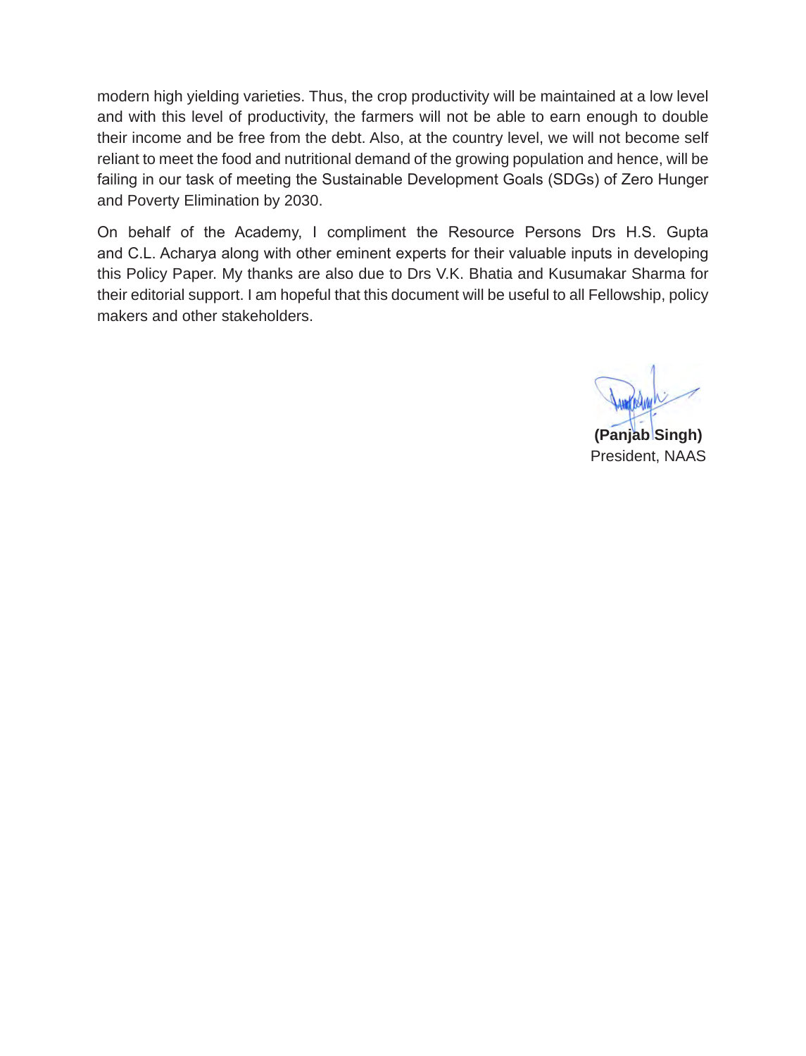modern high yielding varieties. Thus, the crop productivity will be maintained at a low level and with this level of productivity, the farmers will not be able to earn enough to double their income and be free from the debt. Also, at the country level, we will not become self reliant to meet the food and nutritional demand of the growing population and hence, will be failing in our task of meeting the Sustainable Development Goals (SDGs) of Zero Hunger and Poverty Elimination by 2030.

On behalf of the Academy, I compliment the Resource Persons Drs H.S. Gupta and C.L. Acharya along with other eminent experts for their valuable inputs in developing this Policy Paper. My thanks are also due to Drs V.K. Bhatia and Kusumakar Sharma for their editorial support. I am hopeful that this document will be useful to all Fellowship, policy makers and other stakeholders.

**(Panjab Singh)**
President, NAAS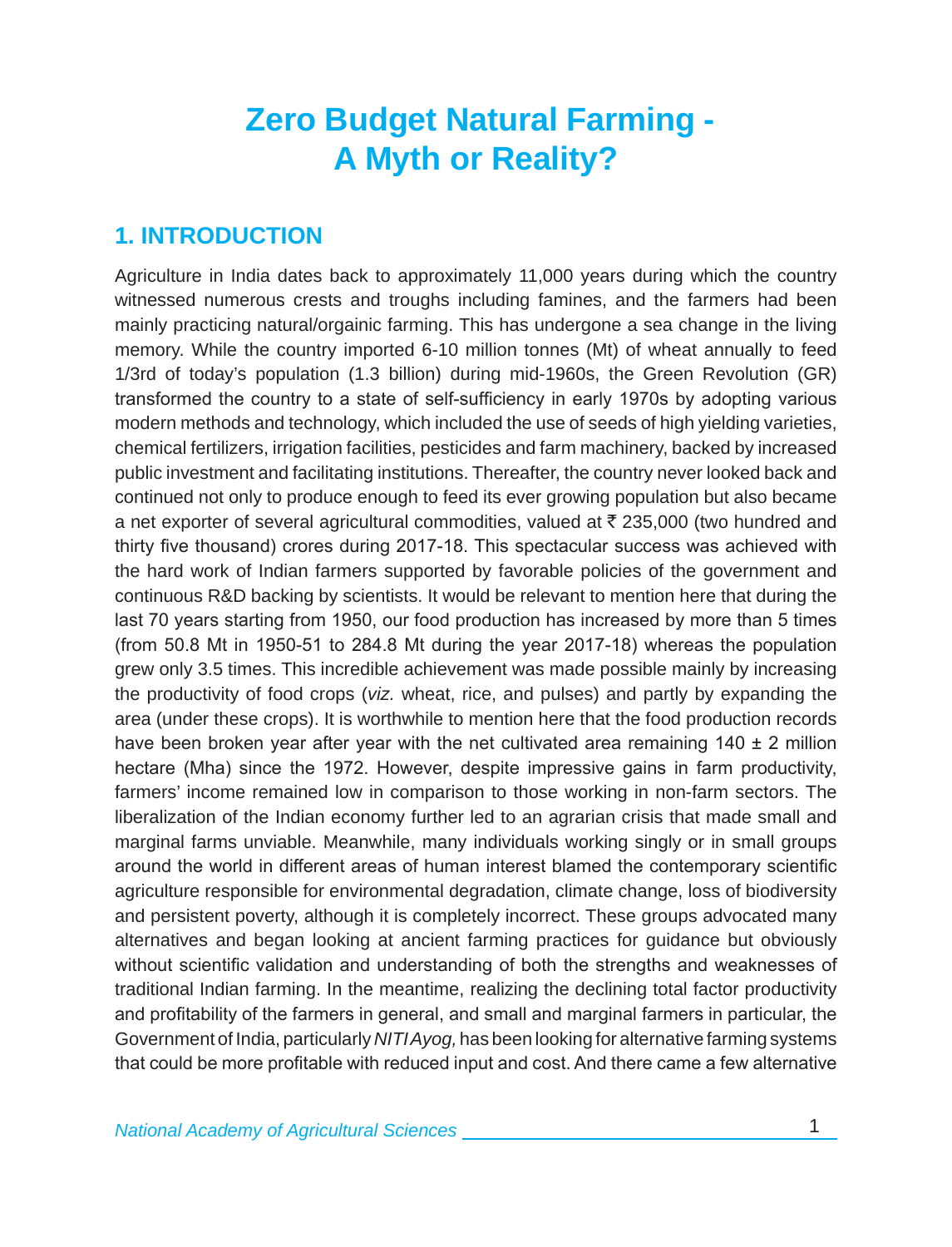# Zero Budget Natural Farming - A Myth or Reality?

## 1. INTRODUCTION

Agriculture in India dates back to approximately 11,000 years during which the country witnessed numerous crests and troughs including famines, and the farmers had been mainly practicing natural/orgainic farming. This has undergone a sea change in the living memory. While the country imported 6-10 million tonnes (Mt) of wheat annually to feed 1/3rd of today's population (1.3 billion) during mid-1960s, the Green Revolution (GR) transformed the country to a state of self-sufficiency in early 1970s by adopting various modern methods and technology, which included the use of seeds of high yielding varieties, chemical fertilizers, irrigation facilities, pesticides and farm machinery, backed by increased public investment and facilitating institutions. Thereafter, the country never looked back and continued not only to produce enough to feed its ever growing population but also became a net exporter of several agricultural commodities, valued at ₹ 235,000 (two hundred and thirty five thousand) crores during 2017-18. This spectacular success was achieved with the hard work of Indian farmers supported by favorable policies of the government and continuous R&D backing by scientists. It would be relevant to mention here that during the last 70 years starting from 1950, our food production has increased by more than 5 times (from 50.8 Mt in 1950-51 to 284.8 Mt during the year 2017-18) whereas the population grew only 3.5 times. This incredible achievement was made possible mainly by increasing the productivity of food crops (*viz.* wheat, rice, and pulses) and partly by expanding the area (under these crops). It is worthwhile to mention here that the food production records have been broken year after year with the net cultivated area remaining 140 ± 2 million hectare (Mha) since the 1972. However, despite impressive gains in farm productivity, farmers' income remained low in comparison to those working in non-farm sectors. The liberalization of the Indian economy further led to an agrarian crisis that made small and marginal farms unviable. Meanwhile, many individuals working singly or in small groups around the world in different areas of human interest blamed the contemporary scientific agriculture responsible for environmental degradation, climate change, loss of biodiversity and persistent poverty, although it is completely incorrect. These groups advocated many alternatives and began looking at ancient farming practices for guidance but obviously without scientific validation and understanding of both the strengths and weaknesses of traditional Indian farming. In the meantime, realizing the declining total factor productivity and profitability of the farmers in general, and small and marginal farmers in particular, the Government of India, particularly *NITI Ayog,* has been looking for alternative farming systems that could be more profitable with reduced input and cost. And there came a few alternative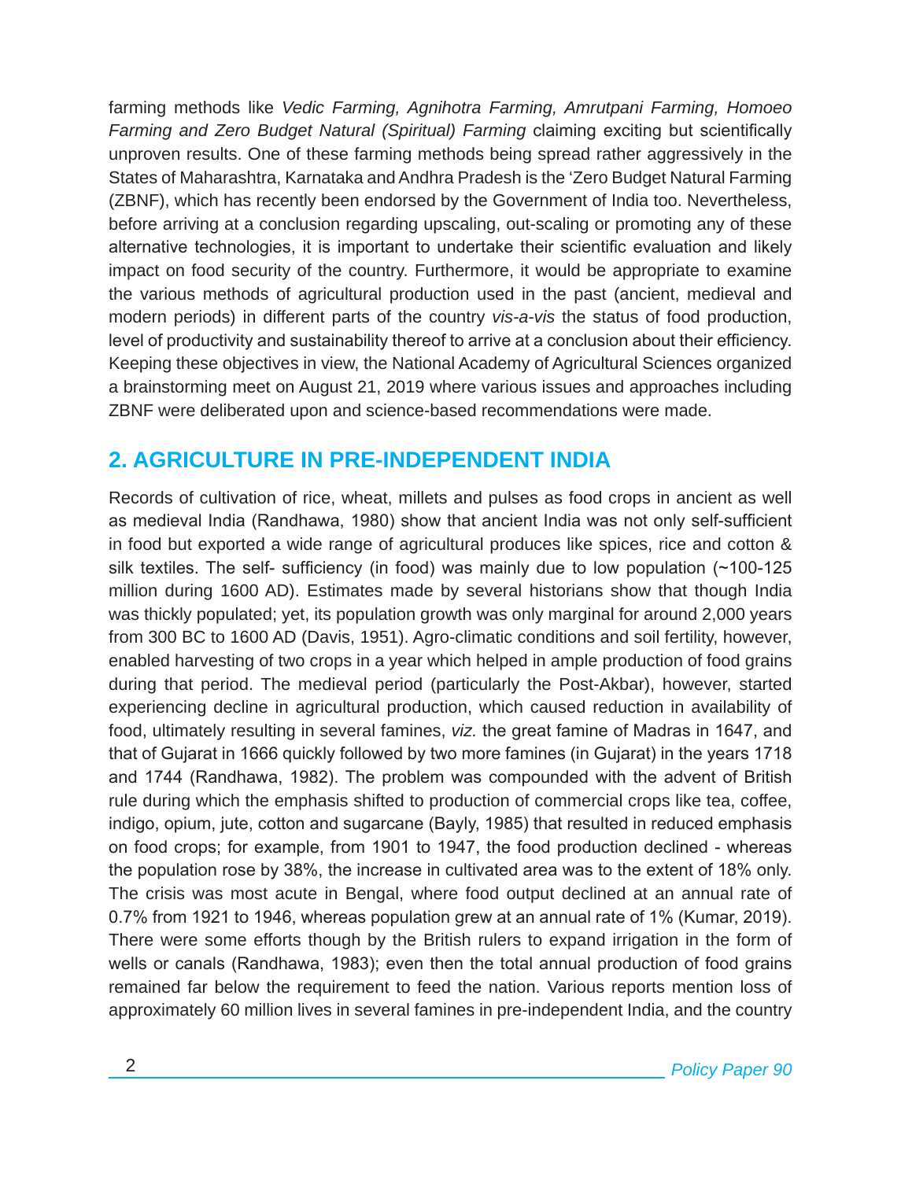farming methods like *Vedic Farming, Agnihotra Farming, Amrutpani Farming, Homoeo Farming and Zero Budget Natural (Spiritual) Farming* claiming exciting but scientifically unproven results. One of these farming methods being spread rather aggressively in the States of Maharashtra, Karnataka and Andhra Pradesh is the 'Zero Budget Natural Farming (ZBNF), which has recently been endorsed by the Government of India too. Nevertheless, before arriving at a conclusion regarding upscaling, out-scaling or promoting any of these alternative technologies, it is important to undertake their scientific evaluation and likely impact on food security of the country. Furthermore, it would be appropriate to examine the various methods of agricultural production used in the past (ancient, medieval and modern periods) in different parts of the country *vis-a-vis* the status of food production, level of productivity and sustainability thereof to arrive at a conclusion about their efficiency. Keeping these objectives in view, the National Academy of Agricultural Sciences organized a brainstorming meet on August 21, 2019 where various issues and approaches including ZBNF were deliberated upon and science-based recommendations were made.

## 2. AGRICULTURE IN PRE-INDEPENDENT INDIA

Records of cultivation of rice, wheat, millets and pulses as food crops in ancient as well as medieval India (Randhawa, 1980) show that ancient India was not only self-sufficient in food but exported a wide range of agricultural produces like spices, rice and cotton & silk textiles. The self- sufficiency (in food) was mainly due to low population (~100-125 million during 1600 AD). Estimates made by several historians show that though India was thickly populated; yet, its population growth was only marginal for around 2,000 years from 300 BC to 1600 AD (Davis, 1951). Agro-climatic conditions and soil fertility, however, enabled harvesting of two crops in a year which helped in ample production of food grains during that period. The medieval period (particularly the Post-Akbar), however, started experiencing decline in agricultural production, which caused reduction in availability of food, ultimately resulting in several famines, *viz.* the great famine of Madras in 1647, and that of Gujarat in 1666 quickly followed by two more famines (in Gujarat) in the years 1718 and 1744 (Randhawa, 1982). The problem was compounded with the advent of British rule during which the emphasis shifted to production of commercial crops like tea, coffee, indigo, opium, jute, cotton and sugarcane (Bayly, 1985) that resulted in reduced emphasis on food crops; for example, from 1901 to 1947, the food production declined - whereas the population rose by 38%, the increase in cultivated area was to the extent of 18% only. The crisis was most acute in Bengal, where food output declined at an annual rate of 0.7% from 1921 to 1946, whereas population grew at an annual rate of 1% (Kumar, 2019). There were some efforts though by the British rulers to expand irrigation in the form of wells or canals (Randhawa, 1983); even then the total annual production of food grains remained far below the requirement to feed the nation. Various reports mention loss of approximately 60 million lives in several famines in pre-independent India, and the country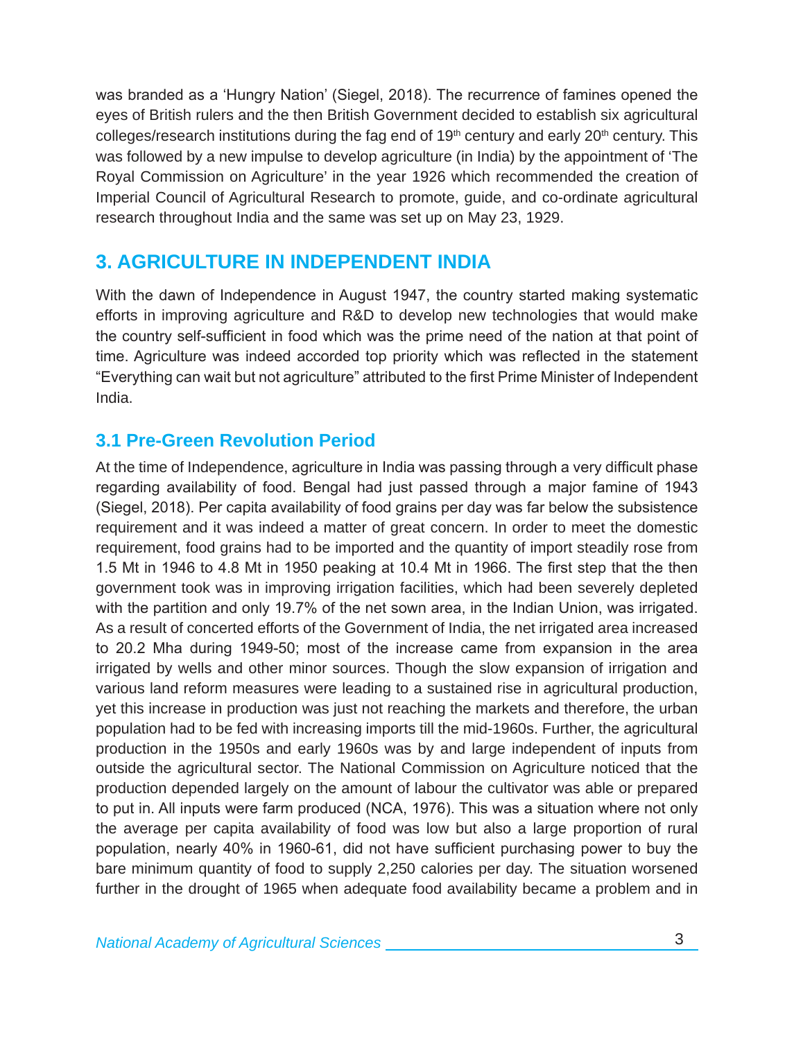was branded as a 'Hungry Nation' (Siegel, 2018). The recurrence of famines opened the eyes of British rulers and the then British Government decided to establish six agricultural colleges/research institutions during the fag end of 19th century and early 20th century. This was followed by a new impulse to develop agriculture (in India) by the appointment of 'The Royal Commission on Agriculture' in the year 1926 which recommended the creation of Imperial Council of Agricultural Research to promote, guide, and co-ordinate agricultural research throughout India and the same was set up on May 23, 1929.

## 3. AGRICULTURE IN INDEPENDENT INDIA

With the dawn of Independence in August 1947, the country started making systematic efforts in improving agriculture and R&D to develop new technologies that would make the country self-sufficient in food which was the prime need of the nation at that point of time. Agriculture was indeed accorded top priority which was reflected in the statement "Everything can wait but not agriculture" attributed to the first Prime Minister of Independent India.

### 3.1 Pre-Green Revolution Period

At the time of Independence, agriculture in India was passing through a very difficult phase regarding availability of food. Bengal had just passed through a major famine of 1943 (Siegel, 2018). Per capita availability of food grains per day was far below the subsistence requirement and it was indeed a matter of great concern. In order to meet the domestic requirement, food grains had to be imported and the quantity of import steadily rose from 1.5 Mt in 1946 to 4.8 Mt in 1950 peaking at 10.4 Mt in 1966. The first step that the then government took was in improving irrigation facilities, which had been severely depleted with the partition and only 19.7% of the net sown area, in the Indian Union, was irrigated. As a result of concerted efforts of the Government of India, the net irrigated area increased to 20.2 Mha during 1949-50; most of the increase came from expansion in the area irrigated by wells and other minor sources. Though the slow expansion of irrigation and various land reform measures were leading to a sustained rise in agricultural production, yet this increase in production was just not reaching the markets and therefore, the urban population had to be fed with increasing imports till the mid-1960s. Further, the agricultural production in the 1950s and early 1960s was by and large independent of inputs from outside the agricultural sector. The National Commission on Agriculture noticed that the production depended largely on the amount of labour the cultivator was able or prepared to put in. All inputs were farm produced (NCA, 1976). This was a situation where not only the average per capita availability of food was low but also a large proportion of rural population, nearly 40% in 1960-61, did not have sufficient purchasing power to buy the bare minimum quantity of food to supply 2,250 calories per day. The situation worsened further in the drought of 1965 when adequate food availability became a problem and in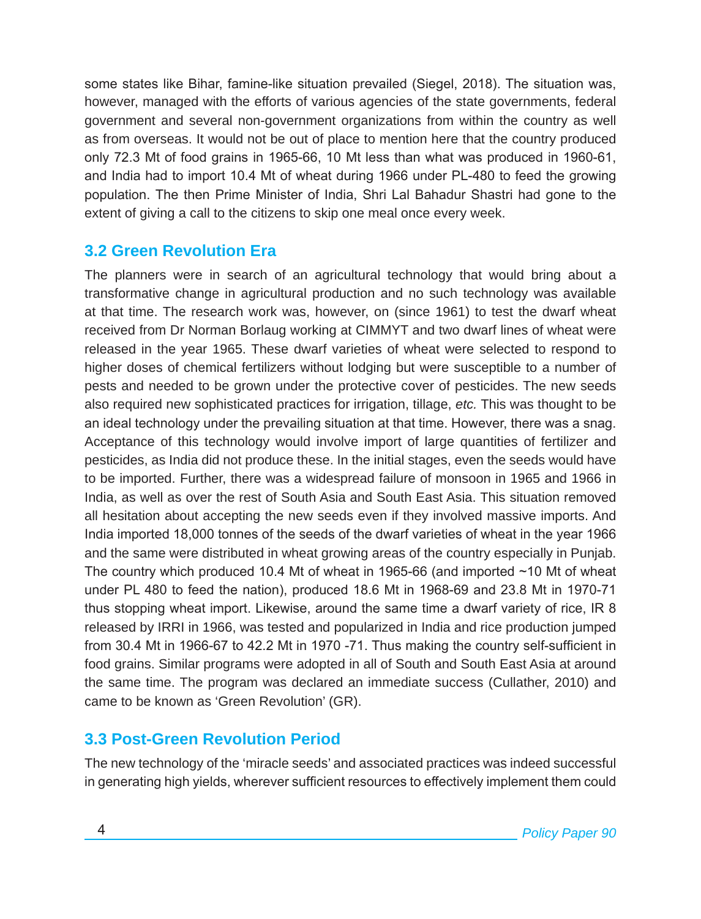some states like Bihar, famine-like situation prevailed (Siegel, 2018). The situation was, however, managed with the efforts of various agencies of the state governments, federal government and several non-government organizations from within the country as well as from overseas. It would not be out of place to mention here that the country produced only 72.3 Mt of food grains in 1965-66, 10 Mt less than what was produced in 1960-61, and India had to import 10.4 Mt of wheat during 1966 under PL-480 to feed the growing population. The then Prime Minister of India, Shri Lal Bahadur Shastri had gone to the extent of giving a call to the citizens to skip one meal once every week.

## 3.2 Green Revolution Era

The planners were in search of an agricultural technology that would bring about a transformative change in agricultural production and no such technology was available at that time. The research work was, however, on (since 1961) to test the dwarf wheat received from Dr Norman Borlaug working at CIMMYT and two dwarf lines of wheat were released in the year 1965. These dwarf varieties of wheat were selected to respond to higher doses of chemical fertilizers without lodging but were susceptible to a number of pests and needed to be grown under the protective cover of pesticides. The new seeds also required new sophisticated practices for irrigation, tillage, *etc.* This was thought to be an ideal technology under the prevailing situation at that time. However, there was a snag. Acceptance of this technology would involve import of large quantities of fertilizer and pesticides, as India did not produce these. In the initial stages, even the seeds would have to be imported. Further, there was a widespread failure of monsoon in 1965 and 1966 in India, as well as over the rest of South Asia and South East Asia. This situation removed all hesitation about accepting the new seeds even if they involved massive imports. And India imported 18,000 tonnes of the seeds of the dwarf varieties of wheat in the year 1966 and the same were distributed in wheat growing areas of the country especially in Punjab. The country which produced 10.4 Mt of wheat in 1965-66 (and imported ~10 Mt of wheat under PL 480 to feed the nation), produced 18.6 Mt in 1968-69 and 23.8 Mt in 1970-71 thus stopping wheat import. Likewise, around the same time a dwarf variety of rice, IR 8 released by IRRI in 1966, was tested and popularized in India and rice production jumped from 30.4 Mt in 1966-67 to 42.2 Mt in 1970 -71. Thus making the country self-sufficient in food grains. Similar programs were adopted in all of South and South East Asia at around the same time. The program was declared an immediate success (Cullather, 2010) and came to be known as 'Green Revolution' (GR).

## 3.3 Post-Green Revolution Period

The new technology of the 'miracle seeds' and associated practices was indeed successful in generating high yields, wherever sufficient resources to effectively implement them could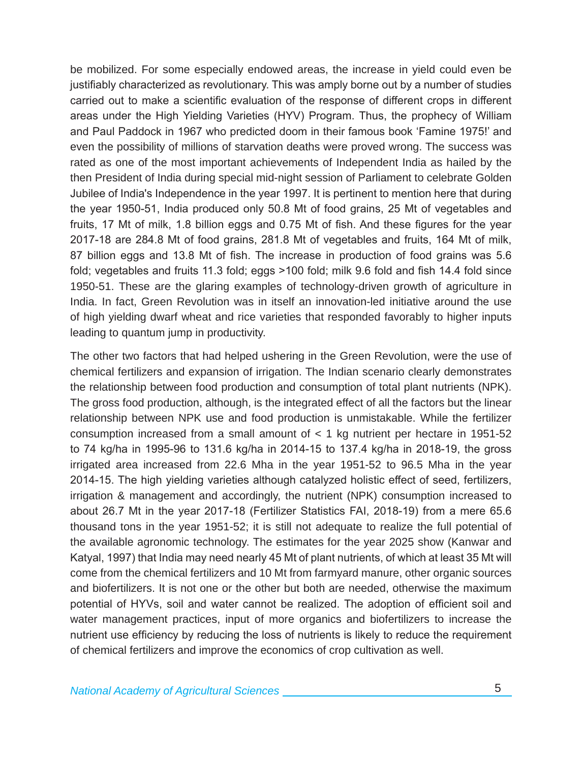be mobilized. For some especially endowed areas, the increase in yield could even be justifiably characterized as revolutionary. This was amply borne out by a number of studies carried out to make a scientific evaluation of the response of different crops in different areas under the High Yielding Varieties (HYV) Program. Thus, the prophecy of William and Paul Paddock in 1967 who predicted doom in their famous book 'Famine 1975!' and even the possibility of millions of starvation deaths were proved wrong. The success was rated as one of the most important achievements of Independent India as hailed by the then President of India during special mid-night session of Parliament to celebrate Golden Jubilee of India's Independence in the year 1997. It is pertinent to mention here that during the year 1950-51, India produced only 50.8 Mt of food grains, 25 Mt of vegetables and fruits, 17 Mt of milk, 1.8 billion eggs and 0.75 Mt of fish. And these figures for the year 2017-18 are 284.8 Mt of food grains, 281.8 Mt of vegetables and fruits, 164 Mt of milk, 87 billion eggs and 13.8 Mt of fish. The increase in production of food grains was 5.6 fold; vegetables and fruits 11.3 fold; eggs >100 fold; milk 9.6 fold and fish 14.4 fold since 1950-51. These are the glaring examples of technology-driven growth of agriculture in India. In fact, Green Revolution was in itself an innovation-led initiative around the use of high yielding dwarf wheat and rice varieties that responded favorably to higher inputs leading to quantum jump in productivity.

The other two factors that had helped ushering in the Green Revolution, were the use of chemical fertilizers and expansion of irrigation. The Indian scenario clearly demonstrates the relationship between food production and consumption of total plant nutrients (NPK). The gross food production, although, is the integrated effect of all the factors but the linear relationship between NPK use and food production is unmistakable. While the fertilizer consumption increased from a small amount of < 1 kg nutrient per hectare in 1951-52 to 74 kg/ha in 1995-96 to 131.6 kg/ha in 2014-15 to 137.4 kg/ha in 2018-19, the gross irrigated area increased from 22.6 Mha in the year 1951-52 to 96.5 Mha in the year 2014-15. The high yielding varieties although catalyzed holistic effect of seed, fertilizers, irrigation & management and accordingly, the nutrient (NPK) consumption increased to about 26.7 Mt in the year 2017-18 (Fertilizer Statistics FAI, 2018-19) from a mere 65.6 thousand tons in the year 1951-52; it is still not adequate to realize the full potential of the available agronomic technology. The estimates for the year 2025 show (Kanwar and Katyal, 1997) that India may need nearly 45 Mt of plant nutrients, of which at least 35 Mt will come from the chemical fertilizers and 10 Mt from farmyard manure, other organic sources and biofertilizers. It is not one or the other but both are needed, otherwise the maximum potential of HYVs, soil and water cannot be realized. The adoption of efficient soil and water management practices, input of more organics and biofertilizers to increase the nutrient use efficiency by reducing the loss of nutrients is likely to reduce the requirement of chemical fertilizers and improve the economics of crop cultivation as well.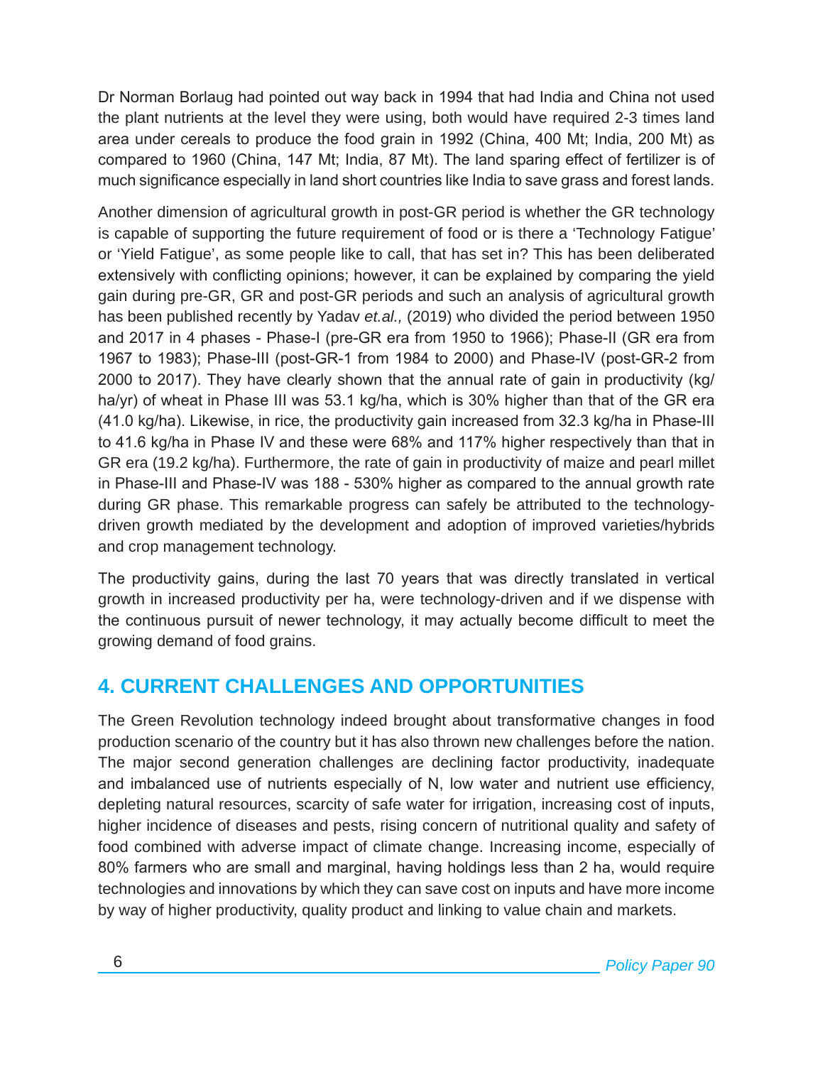Dr Norman Borlaug had pointed out way back in 1994 that had India and China not used the plant nutrients at the level they were using, both would have required 2-3 times land area under cereals to produce the food grain in 1992 (China, 400 Mt; India, 200 Mt) as compared to 1960 (China, 147 Mt; India, 87 Mt). The land sparing effect of fertilizer is of much significance especially in land short countries like India to save grass and forest lands.

Another dimension of agricultural growth in post-GR period is whether the GR technology is capable of supporting the future requirement of food or is there a 'Technology Fatigue' or 'Yield Fatigue', as some people like to call, that has set in? This has been deliberated extensively with conflicting opinions; however, it can be explained by comparing the yield gain during pre-GR, GR and post-GR periods and such an analysis of agricultural growth has been published recently by Yadav *et.al.,* (2019) who divided the period between 1950 and 2017 in 4 phases - Phase-I (pre-GR era from 1950 to 1966); Phase-II (GR era from 1967 to 1983); Phase-III (post-GR-1 from 1984 to 2000) and Phase-IV (post-GR-2 from 2000 to 2017). They have clearly shown that the annual rate of gain in productivity (kg/ha/yr) of wheat in Phase III was 53.1 kg/ha, which is 30% higher than that of the GR era (41.0 kg/ha). Likewise, in rice, the productivity gain increased from 32.3 kg/ha in Phase-III to 41.6 kg/ha in Phase IV and these were 68% and 117% higher respectively than that in GR era (19.2 kg/ha). Furthermore, the rate of gain in productivity of maize and pearl millet in Phase-III and Phase-IV was 188 - 530% higher as compared to the annual growth rate during GR phase. This remarkable progress can safely be attributed to the technology-driven growth mediated by the development and adoption of improved varieties/hybrids and crop management technology.

The productivity gains, during the last 70 years that was directly translated in vertical growth in increased productivity per ha, were technology-driven and if we dispense with the continuous pursuit of newer technology, it may actually become difficult to meet the growing demand of food grains.

## 4. CURRENT CHALLENGES AND OPPORTUNITIES

The Green Revolution technology indeed brought about transformative changes in food production scenario of the country but it has also thrown new challenges before the nation. The major second generation challenges are declining factor productivity, inadequate and imbalanced use of nutrients especially of N, low water and nutrient use efficiency, depleting natural resources, scarcity of safe water for irrigation, increasing cost of inputs, higher incidence of diseases and pests, rising concern of nutritional quality and safety of food combined with adverse impact of climate change. Increasing income, especially of 80% farmers who are small and marginal, having holdings less than 2 ha, would require technologies and innovations by which they can save cost on inputs and have more income by way of higher productivity, quality product and linking to value chain and markets.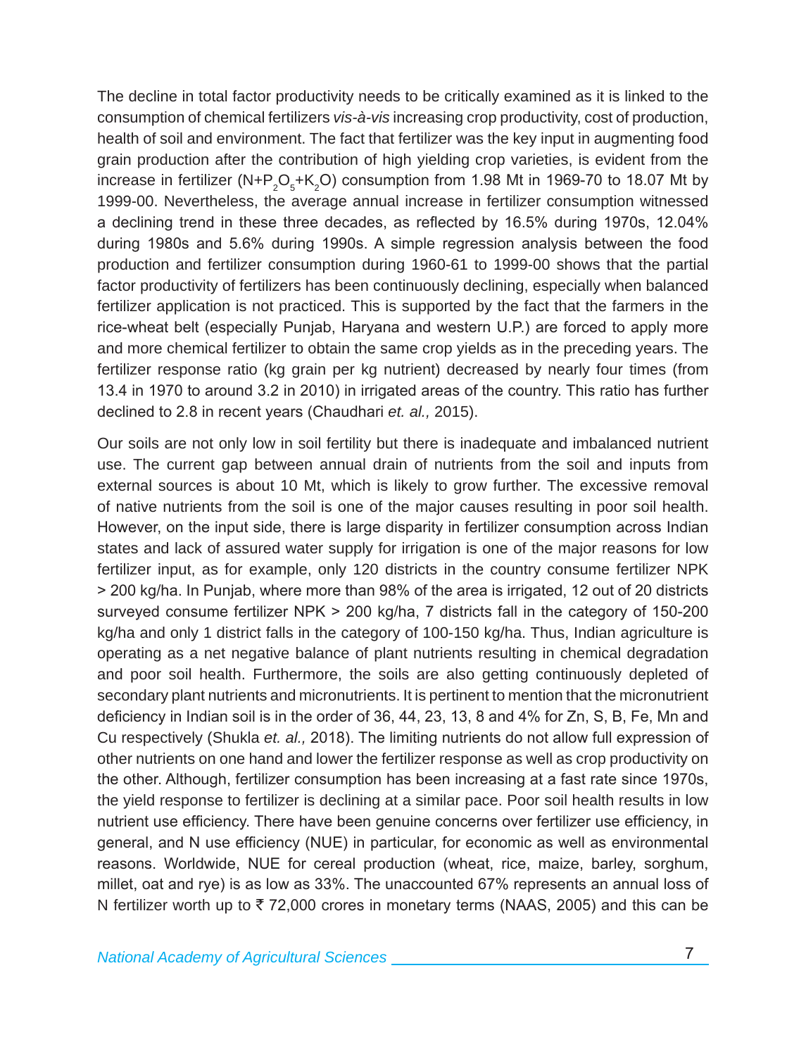The decline in total factor productivity needs to be critically examined as it is linked to the consumption of chemical fertilizers *vis-à-vis* increasing crop productivity, cost of production, health of soil and environment. The fact that fertilizer was the key input in augmenting food grain production after the contribution of high yielding crop varieties, is evident from the increase in fertilizer ($N+P_2O_5+K_2O$) consumption from 1.98 Mt in 1969-70 to 18.07 Mt by 1999-00. Nevertheless, the average annual increase in fertilizer consumption witnessed a declining trend in these three decades, as reflected by 16.5% during 1970s, 12.04% during 1980s and 5.6% during 1990s. A simple regression analysis between the food production and fertilizer consumption during 1960-61 to 1999-00 shows that the partial factor productivity of fertilizers has been continuously declining, especially when balanced fertilizer application is not practiced. This is supported by the fact that the farmers in the rice-wheat belt (especially Punjab, Haryana and western U.P.) are forced to apply more and more chemical fertilizer to obtain the same crop yields as in the preceding years. The fertilizer response ratio (kg grain per kg nutrient) decreased by nearly four times (from 13.4 in 1970 to around 3.2 in 2010) in irrigated areas of the country. This ratio has further declined to 2.8 in recent years (Chaudhari *et. al.,* 2015).

Our soils are not only low in soil fertility but there is inadequate and imbalanced nutrient use. The current gap between annual drain of nutrients from the soil and inputs from external sources is about 10 Mt, which is likely to grow further. The excessive removal of native nutrients from the soil is one of the major causes resulting in poor soil health. However, on the input side, there is large disparity in fertilizer consumption across Indian states and lack of assured water supply for irrigation is one of the major reasons for low fertilizer input, as for example, only 120 districts in the country consume fertilizer NPK > 200 kg/ha. In Punjab, where more than 98% of the area is irrigated, 12 out of 20 districts surveyed consume fertilizer NPK > 200 kg/ha, 7 districts fall in the category of 150-200 kg/ha and only 1 district falls in the category of 100-150 kg/ha. Thus, Indian agriculture is operating as a net negative balance of plant nutrients resulting in chemical degradation and poor soil health. Furthermore, the soils are also getting continuously depleted of secondary plant nutrients and micronutrients. It is pertinent to mention that the micronutrient deficiency in Indian soil is in the order of 36, 44, 23, 13, 8 and 4% for Zn, S, B, Fe, Mn and Cu respectively (Shukla *et. al.,* 2018). The limiting nutrients do not allow full expression of other nutrients on one hand and lower the fertilizer response as well as crop productivity on the other. Although, fertilizer consumption has been increasing at a fast rate since 1970s, the yield response to fertilizer is declining at a similar pace. Poor soil health results in low nutrient use efficiency. There have been genuine concerns over fertilizer use efficiency, in general, and N use efficiency (NUE) in particular, for economic as well as environmental reasons. Worldwide, NUE for cereal production (wheat, rice, maize, barley, sorghum, millet, oat and rye) is as low as 33%. The unaccounted 67% represents an annual loss of N fertilizer worth up to ₹ 72,000 crores in monetary terms (NAAS, 2005) and this can be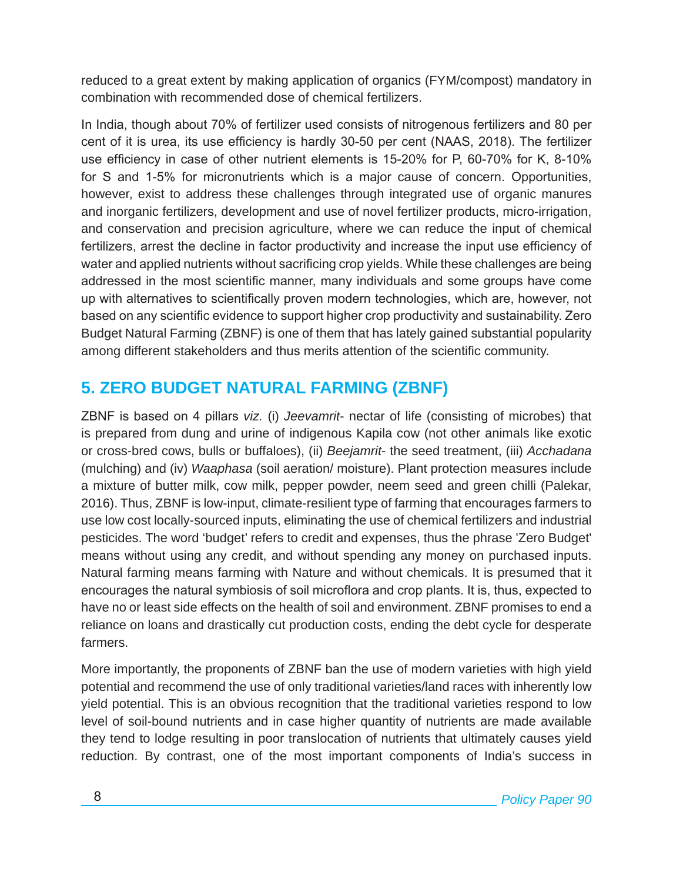reduced to a great extent by making application of organics (FYM/compost) mandatory in combination with recommended dose of chemical fertilizers.

In India, though about 70% of fertilizer used consists of nitrogenous fertilizers and 80 per cent of it is urea, its use efficiency is hardly 30-50 per cent (NAAS, 2018). The fertilizer use efficiency in case of other nutrient elements is 15-20% for P, 60-70% for K, 8-10% for S and 1-5% for micronutrients which is a major cause of concern. Opportunities, however, exist to address these challenges through integrated use of organic manures and inorganic fertilizers, development and use of novel fertilizer products, micro-irrigation, and conservation and precision agriculture, where we can reduce the input of chemical fertilizers, arrest the decline in factor productivity and increase the input use efficiency of water and applied nutrients without sacrificing crop yields. While these challenges are being addressed in the most scientific manner, many individuals and some groups have come up with alternatives to scientifically proven modern technologies, which are, however, not based on any scientific evidence to support higher crop productivity and sustainability. Zero Budget Natural Farming (ZBNF) is one of them that has lately gained substantial popularity among different stakeholders and thus merits attention of the scientific community.

## 5. ZERO BUDGET NATURAL FARMING (ZBNF)

ZBNF is based on 4 pillars *viz.* (i) *Jeevamrit*- nectar of life (consisting of microbes) that is prepared from dung and urine of indigenous Kapila cow (not other animals like exotic or cross-bred cows, bulls or buffaloes), (ii) *Beejamrit*- the seed treatment, (iii) *Acchadana* (mulching) and (iv) *Waaphasa* (soil aeration/ moisture). Plant protection measures include a mixture of butter milk, cow milk, pepper powder, neem seed and green chilli (Palekar, 2016). Thus, ZBNF is low-input, climate-resilient type of farming that encourages farmers to use low cost locally-sourced inputs, eliminating the use of chemical fertilizers and industrial pesticides. The word 'budget' refers to credit and expenses, thus the phrase 'Zero Budget' means without using any credit, and without spending any money on purchased inputs. Natural farming means farming with Nature and without chemicals. It is presumed that it encourages the natural symbiosis of soil microflora and crop plants. It is, thus, expected to have no or least side effects on the health of soil and environment. ZBNF promises to end a reliance on loans and drastically cut production costs, ending the debt cycle for desperate farmers.

More importantly, the proponents of ZBNF ban the use of modern varieties with high yield potential and recommend the use of only traditional varieties/land races with inherently low yield potential. This is an obvious recognition that the traditional varieties respond to low level of soil-bound nutrients and in case higher quantity of nutrients are made available they tend to lodge resulting in poor translocation of nutrients that ultimately causes yield reduction. By contrast, one of the most important components of India's success in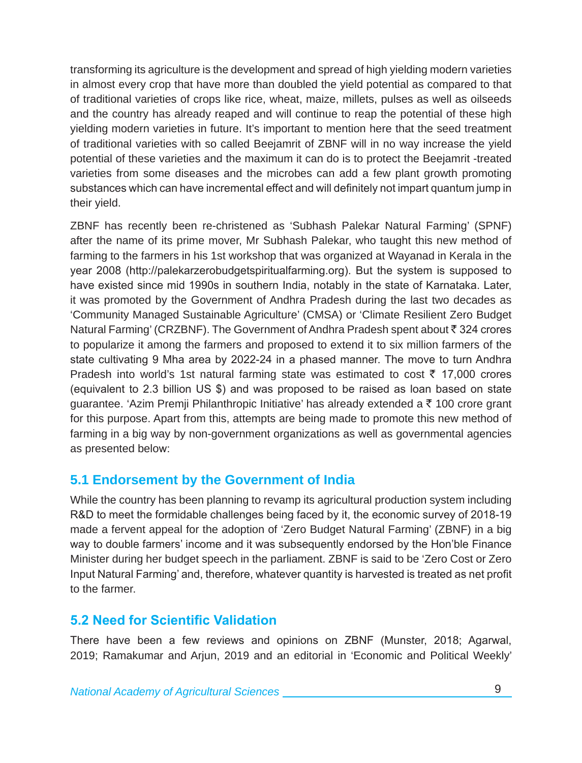transforming its agriculture is the development and spread of high yielding modern varieties in almost every crop that have more than doubled the yield potential as compared to that of traditional varieties of crops like rice, wheat, maize, millets, pulses as well as oilseeds and the country has already reaped and will continue to reap the potential of these high yielding modern varieties in future. It's important to mention here that the seed treatment of traditional varieties with so called Beejamrit of ZBNF will in no way increase the yield potential of these varieties and the maximum it can do is to protect the Beejamrit -treated varieties from some diseases and the microbes can add a few plant growth promoting substances which can have incremental effect and will definitely not impart quantum jump in their yield.

ZBNF has recently been re-christened as 'Subhash Palekar Natural Farming' (SPNF) after the name of its prime mover, Mr Subhash Palekar, who taught this new method of farming to the farmers in his 1st workshop that was organized at Wayanad in Kerala in the year 2008 (http://palekarzerobudgetspiritualfarming.org). But the system is supposed to have existed since mid 1990s in southern India, notably in the state of Karnataka. Later, it was promoted by the Government of Andhra Pradesh during the last two decades as 'Community Managed Sustainable Agriculture' (CMSA) or 'Climate Resilient Zero Budget Natural Farming' (CRZBNF). The Government of Andhra Pradesh spent about ₹ 324 crores to popularize it among the farmers and proposed to extend it to six million farmers of the state cultivating 9 Mha area by 2022-24 in a phased manner. The move to turn Andhra Pradesh into world's 1st natural farming state was estimated to cost ₹ 17,000 crores (equivalent to 2.3 billion US $) and was proposed to be raised as loan based on state guarantee. 'Azim Premji Philanthropic Initiative' has already extended a ₹ 100 crore grant for this purpose. Apart from this, attempts are being made to promote this new method of farming in a big way by non-government organizations as well as governmental agencies as presented below:

## 5.1 Endorsement by the Government of India

While the country has been planning to revamp its agricultural production system including R&D to meet the formidable challenges being faced by it, the economic survey of 2018-19 made a fervent appeal for the adoption of 'Zero Budget Natural Farming' (ZBNF) in a big way to double farmers' income and it was subsequently endorsed by the Hon'ble Finance Minister during her budget speech in the parliament. ZBNF is said to be 'Zero Cost or Zero Input Natural Farming' and, therefore, whatever quantity is harvested is treated as net profit to the farmer.

## 5.2 Need for Scientific Validation

There have been a few reviews and opinions on ZBNF (Munster, 2018; Agarwal, 2019; Ramakumar and Arjun, 2019 and an editorial in 'Economic and Political Weekly'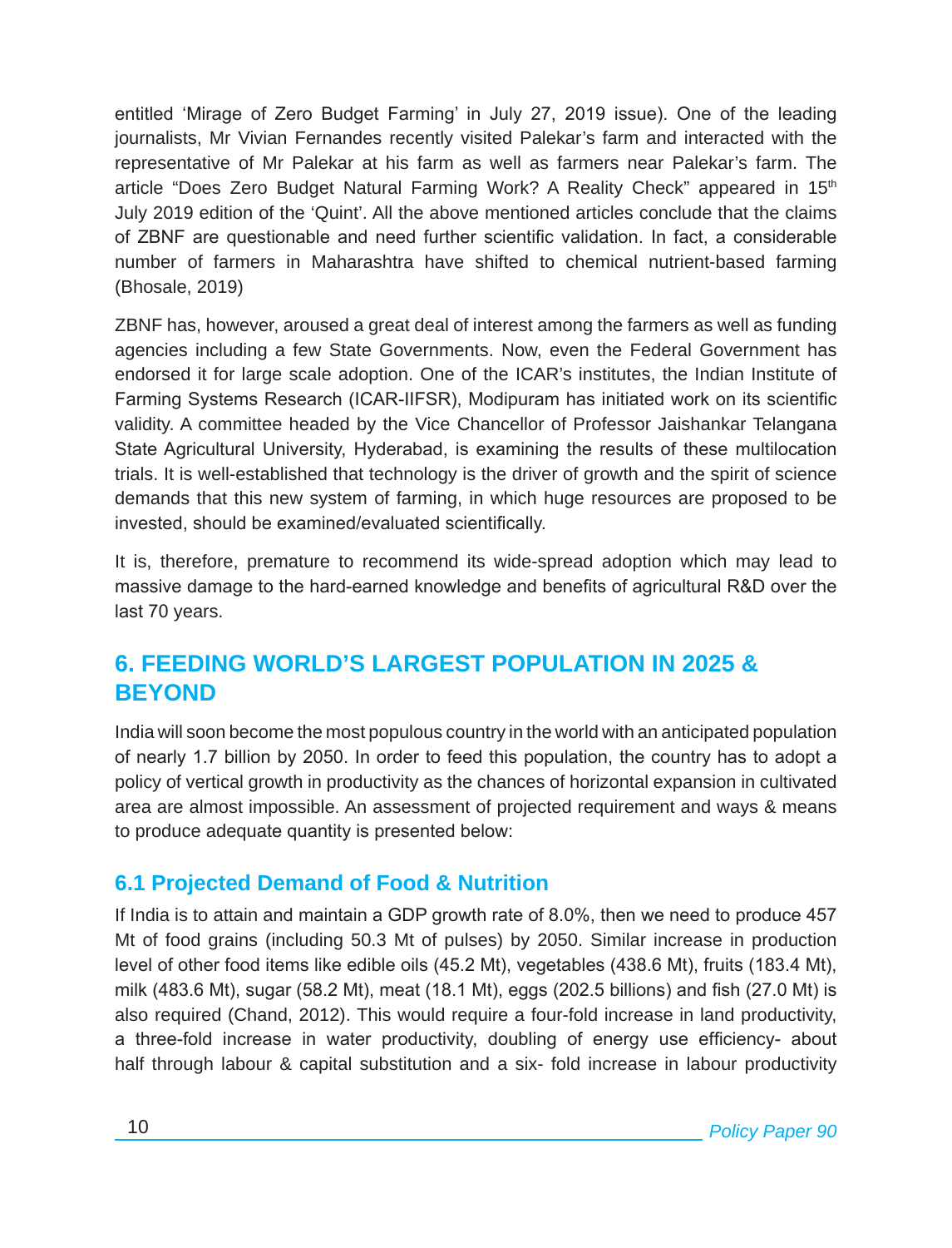entitled 'Mirage of Zero Budget Farming' in July 27, 2019 issue). One of the leading journalists, Mr Vivian Fernandes recently visited Palekar's farm and interacted with the representative of Mr Palekar at his farm as well as farmers near Palekar's farm. The article "Does Zero Budget Natural Farming Work? A Reality Check" appeared in 15th July 2019 edition of the 'Quint'. All the above mentioned articles conclude that the claims of ZBNF are questionable and need further scientific validation. In fact, a considerable number of farmers in Maharashtra have shifted to chemical nutrient-based farming (Bhosale, 2019)

ZBNF has, however, aroused a great deal of interest among the farmers as well as funding agencies including a few State Governments. Now, even the Federal Government has endorsed it for large scale adoption. One of the ICAR's institutes, the Indian Institute of Farming Systems Research (ICAR-IIFSR), Modipuram has initiated work on its scientific validity. A committee headed by the Vice Chancellor of Professor Jaishankar Telangana State Agricultural University, Hyderabad, is examining the results of these multilocation trials. It is well-established that technology is the driver of growth and the spirit of science demands that this new system of farming, in which huge resources are proposed to be invested, should be examined/evaluated scientifically.

It is, therefore, premature to recommend its wide-spread adoption which may lead to massive damage to the hard-earned knowledge and benefits of agricultural R&D over the last 70 years.

## 6. FEEDING WORLD'S LARGEST POPULATION IN 2025 & BEYOND

India will soon become the most populous country in the world with an anticipated population of nearly 1.7 billion by 2050. In order to feed this population, the country has to adopt a policy of vertical growth in productivity as the chances of horizontal expansion in cultivated area are almost impossible. An assessment of projected requirement and ways & means to produce adequate quantity is presented below:

### 6.1 Projected Demand of Food & Nutrition

If India is to attain and maintain a GDP growth rate of 8.0%, then we need to produce 457 Mt of food grains (including 50.3 Mt of pulses) by 2050. Similar increase in production level of other food items like edible oils (45.2 Mt), vegetables (438.6 Mt), fruits (183.4 Mt), milk (483.6 Mt), sugar (58.2 Mt), meat (18.1 Mt), eggs (202.5 billions) and fish (27.0 Mt) is also required (Chand, 2012). This would require a four-fold increase in land productivity, a three-fold increase in water productivity, doubling of energy use efficiency- about half through labour & capital substitution and a six- fold increase in labour productivity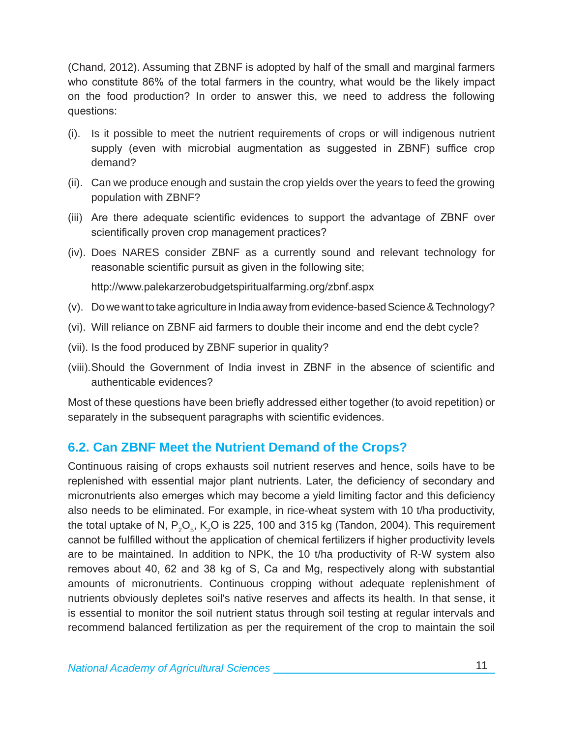(Chand, 2012). Assuming that ZBNF is adopted by half of the small and marginal farmers who constitute 86% of the total farmers in the country, what would be the likely impact on the food production? In order to answer this, we need to address the following questions:

(i). Is it possible to meet the nutrient requirements of crops or will indigenous nutrient supply (even with microbial augmentation as suggested in ZBNF) suffice crop demand?

(ii). Can we produce enough and sustain the crop yields over the years to feed the growing population with ZBNF?

(iii) Are there adequate scientific evidences to support the advantage of ZBNF over scientifically proven crop management practices?

(iv). Does NARES consider ZBNF as a currently sound and relevant technology for reasonable scientific pursuit as given in the following site;

http://www.palekarzerobudgetspiritualfarming.org/zbnf.aspx

(v). Do we want to take agriculture in India away from evidence-based Science & Technology?

(vi). Will reliance on ZBNF aid farmers to double their income and end the debt cycle?

(vii). Is the food produced by ZBNF superior in quality?

(viii). Should the Government of India invest in ZBNF in the absence of scientific and authenticable evidences?

Most of these questions have been briefly addressed either together (to avoid repetition) or separately in the subsequent paragraphs with scientific evidences.

## 6.2. Can ZBNF Meet the Nutrient Demand of the Crops?

Continuous raising of crops exhausts soil nutrient reserves and hence, soils have to be replenished with essential major plant nutrients. Later, the deficiency of secondary and micronutrients also emerges which may become a yield limiting factor and this deficiency also needs to be eliminated. For example, in rice-wheat system with 10 t/ha productivity, the total uptake of N, $P_2O_5$, $K_2O$ is 225, 100 and 315 kg (Tandon, 2004). This requirement cannot be fulfilled without the application of chemical fertilizers if higher productivity levels are to be maintained. In addition to NPK, the 10 t/ha productivity of R-W system also removes about 40, 62 and 38 kg of S, Ca and Mg, respectively along with substantial amounts of micronutrients. Continuous cropping without adequate replenishment of nutrients obviously depletes soil's native reserves and affects its health. In that sense, it is essential to monitor the soil nutrient status through soil testing at regular intervals and recommend balanced fertilization as per the requirement of the crop to maintain the soil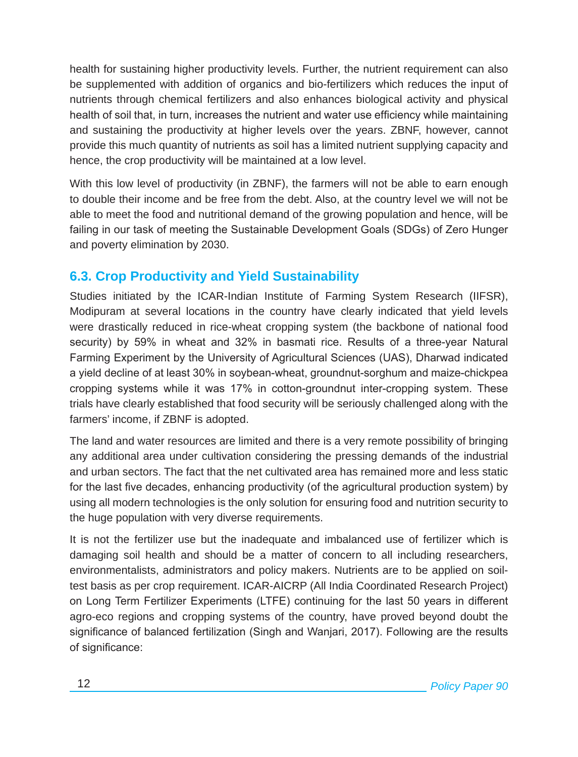health for sustaining higher productivity levels. Further, the nutrient requirement can also be supplemented with addition of organics and bio-fertilizers which reduces the input of nutrients through chemical fertilizers and also enhances biological activity and physical health of soil that, in turn, increases the nutrient and water use efficiency while maintaining and sustaining the productivity at higher levels over the years. ZBNF, however, cannot provide this much quantity of nutrients as soil has a limited nutrient supplying capacity and hence, the crop productivity will be maintained at a low level.

With this low level of productivity (in ZBNF), the farmers will not be able to earn enough to double their income and be free from the debt. Also, at the country level we will not be able to meet the food and nutritional demand of the growing population and hence, will be failing in our task of meeting the Sustainable Development Goals (SDGs) of Zero Hunger and poverty elimination by 2030.

## 6.3. Crop Productivity and Yield Sustainability

Studies initiated by the ICAR-Indian Institute of Farming System Research (IIFSR), Modipuram at several locations in the country have clearly indicated that yield levels were drastically reduced in rice-wheat cropping system (the backbone of national food security) by 59% in wheat and 32% in basmati rice. Results of a three-year Natural Farming Experiment by the University of Agricultural Sciences (UAS), Dharwad indicated a yield decline of at least 30% in soybean-wheat, groundnut-sorghum and maize-chickpea cropping systems while it was 17% in cotton-groundnut inter-cropping system. These trials have clearly established that food security will be seriously challenged along with the farmers' income, if ZBNF is adopted.

The land and water resources are limited and there is a very remote possibility of bringing any additional area under cultivation considering the pressing demands of the industrial and urban sectors. The fact that the net cultivated area has remained more and less static for the last five decades, enhancing productivity (of the agricultural production system) by using all modern technologies is the only solution for ensuring food and nutrition security to the huge population with very diverse requirements.

It is not the fertilizer use but the inadequate and imbalanced use of fertilizer which is damaging soil health and should be a matter of concern to all including researchers, environmentalists, administrators and policy makers. Nutrients are to be applied on soil-test basis as per crop requirement. ICAR-AICRP (All India Coordinated Research Project) on Long Term Fertilizer Experiments (LTFE) continuing for the last 50 years in different agro-eco regions and cropping systems of the country, have proved beyond doubt the significance of balanced fertilization (Singh and Wanjari, 2017). Following are the results of significance: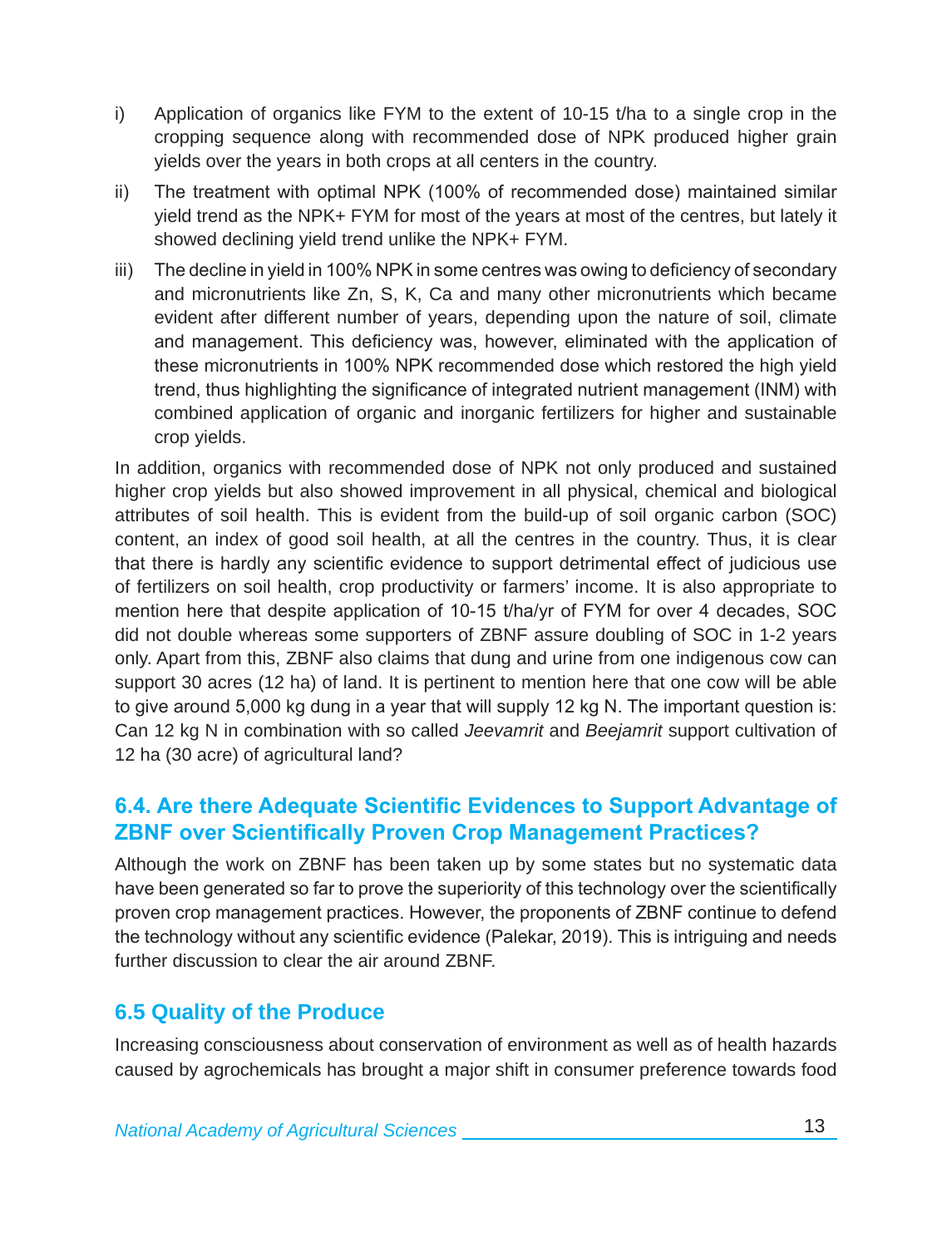i) Application of organics like FYM to the extent of 10-15 t/ha to a single crop in the cropping sequence along with recommended dose of NPK produced higher grain yields over the years in both crops at all centers in the country.

ii) The treatment with optimal NPK (100% of recommended dose) maintained similar yield trend as the NPK+ FYM for most of the years at most of the centres, but lately it showed declining yield trend unlike the NPK+ FYM.

iii) The decline in yield in 100% NPK in some centres was owing to deficiency of secondary and micronutrients like Zn, S, K, Ca and many other micronutrients which became evident after different number of years, depending upon the nature of soil, climate and management. This deficiency was, however, eliminated with the application of these micronutrients in 100% NPK recommended dose which restored the high yield trend, thus highlighting the significance of integrated nutrient management (INM) with combined application of organic and inorganic fertilizers for higher and sustainable crop yields.

In addition, organics with recommended dose of NPK not only produced and sustained higher crop yields but also showed improvement in all physical, chemical and biological attributes of soil health. This is evident from the build-up of soil organic carbon (SOC) content, an index of good soil health, at all the centres in the country. Thus, it is clear that there is hardly any scientific evidence to support detrimental effect of judicious use of fertilizers on soil health, crop productivity or farmers' income. It is also appropriate to mention here that despite application of 10-15 t/ha/yr of FYM for over 4 decades, SOC did not double whereas some supporters of ZBNF assure doubling of SOC in 1-2 years only. Apart from this, ZBNF also claims that dung and urine from one indigenous cow can support 30 acres (12 ha) of land. It is pertinent to mention here that one cow will be able to give around 5,000 kg dung in a year that will supply 12 kg N. The important question is: Can 12 kg N in combination with so called *Jeevamrit* and *Beejamrit* support cultivation of 12 ha (30 acre) of agricultural land?

## 6.4. Are there Adequate Scientific Evidences to Support Advantage of ZBNF over Scientifically Proven Crop Management Practices?

Although the work on ZBNF has been taken up by some states but no systematic data have been generated so far to prove the superiority of this technology over the scientifically proven crop management practices. However, the proponents of ZBNF continue to defend the technology without any scientific evidence (Palekar, 2019). This is intriguing and needs further discussion to clear the air around ZBNF.

## 6.5 Quality of the Produce

Increasing consciousness about conservation of environment as well as of health hazards caused by agrochemicals has brought a major shift in consumer preference towards food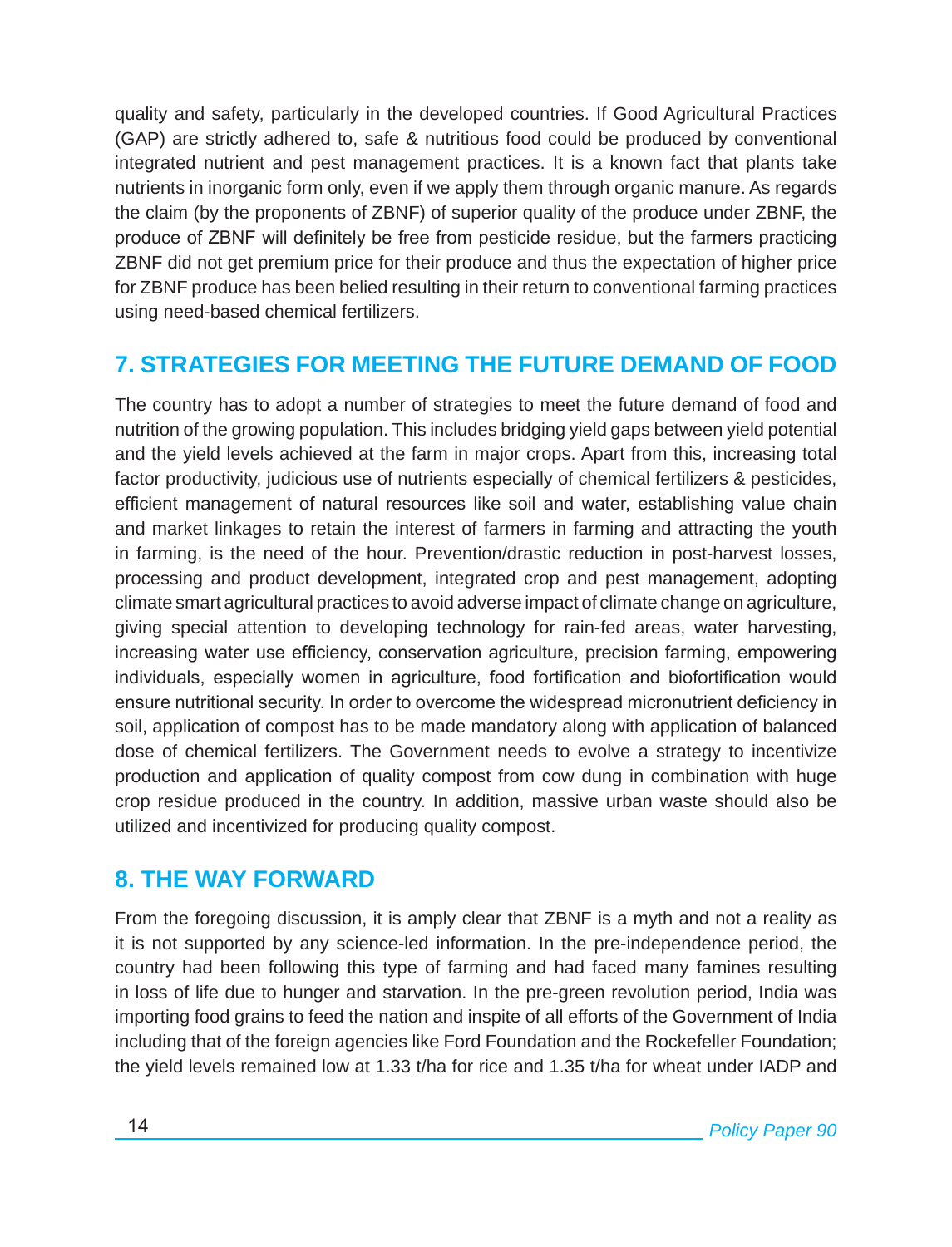quality and safety, particularly in the developed countries. If Good Agricultural Practices (GAP) are strictly adhered to, safe & nutritious food could be produced by conventional integrated nutrient and pest management practices. It is a known fact that plants take nutrients in inorganic form only, even if we apply them through organic manure. As regards the claim (by the proponents of ZBNF) of superior quality of the produce under ZBNF, the produce of ZBNF will definitely be free from pesticide residue, but the farmers practicing ZBNF did not get premium price for their produce and thus the expectation of higher price for ZBNF produce has been belied resulting in their return to conventional farming practices using need-based chemical fertilizers.

## 7. STRATEGIES FOR MEETING THE FUTURE DEMAND OF FOOD

The country has to adopt a number of strategies to meet the future demand of food and nutrition of the growing population. This includes bridging yield gaps between yield potential and the yield levels achieved at the farm in major crops. Apart from this, increasing total factor productivity, judicious use of nutrients especially of chemical fertilizers & pesticides, efficient management of natural resources like soil and water, establishing value chain and market linkages to retain the interest of farmers in farming and attracting the youth in farming, is the need of the hour. Prevention/drastic reduction in post-harvest losses, processing and product development, integrated crop and pest management, adopting climate smart agricultural practices to avoid adverse impact of climate change on agriculture, giving special attention to developing technology for rain-fed areas, water harvesting, increasing water use efficiency, conservation agriculture, precision farming, empowering individuals, especially women in agriculture, food fortification and biofortification would ensure nutritional security. In order to overcome the widespread micronutrient deficiency in soil, application of compost has to be made mandatory along with application of balanced dose of chemical fertilizers. The Government needs to evolve a strategy to incentivize production and application of quality compost from cow dung in combination with huge crop residue produced in the country. In addition, massive urban waste should also be utilized and incentivized for producing quality compost.

## 8. THE WAY FORWARD

From the foregoing discussion, it is amply clear that ZBNF is a myth and not a reality as it is not supported by any science-led information. In the pre-independence period, the country had been following this type of farming and had faced many famines resulting in loss of life due to hunger and starvation. In the pre-green revolution period, India was importing food grains to feed the nation and inspite of all efforts of the Government of India including that of the foreign agencies like Ford Foundation and the Rockefeller Foundation; the yield levels remained low at 1.33 t/ha for rice and 1.35 t/ha for wheat under IADP and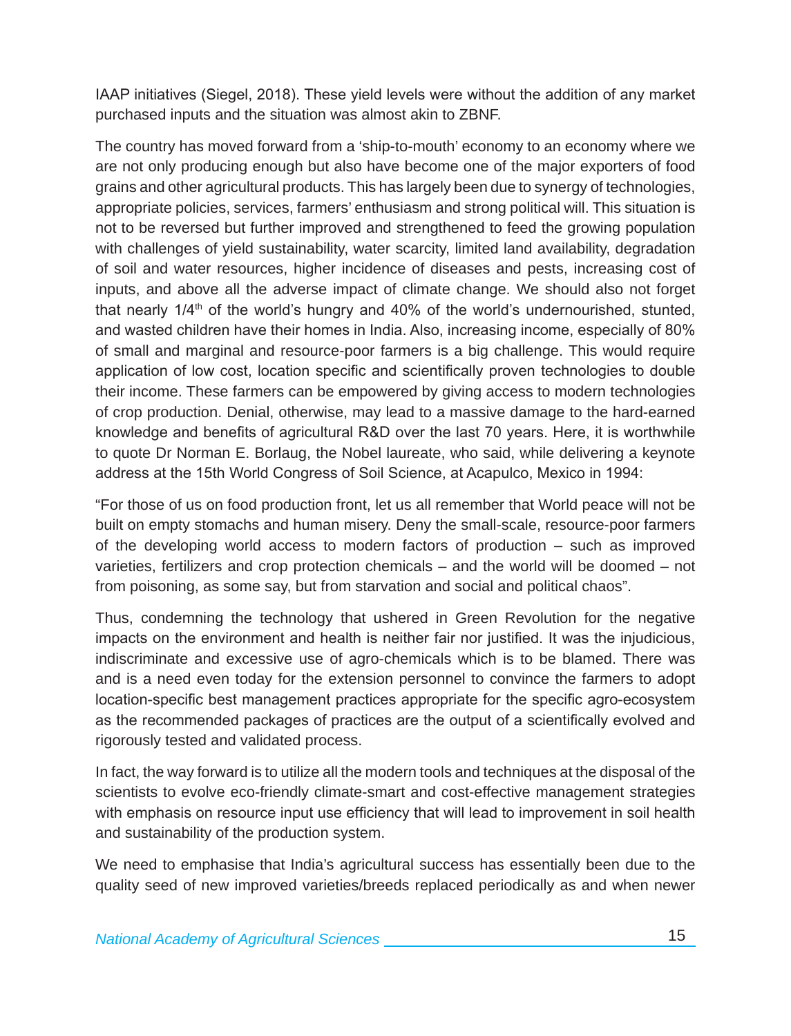IAAP initiatives (Siegel, 2018). These yield levels were without the addition of any market purchased inputs and the situation was almost akin to ZBNF.

The country has moved forward from a 'ship-to-mouth' economy to an economy where we are not only producing enough but also have become one of the major exporters of food grains and other agricultural products. This has largely been due to synergy of technologies, appropriate policies, services, farmers' enthusiasm and strong political will. This situation is not to be reversed but further improved and strengthened to feed the growing population with challenges of yield sustainability, water scarcity, limited land availability, degradation of soil and water resources, higher incidence of diseases and pests, increasing cost of inputs, and above all the adverse impact of climate change. We should also not forget that nearly $1/4^{th}$ of the world's hungry and 40% of the world's undernourished, stunted, and wasted children have their homes in India. Also, increasing income, especially of 80% of small and marginal and resource-poor farmers is a big challenge. This would require application of low cost, location specific and scientifically proven technologies to double their income. These farmers can be empowered by giving access to modern technologies of crop production. Denial, otherwise, may lead to a massive damage to the hard-earned knowledge and benefits of agricultural R&D over the last 70 years. Here, it is worthwhile to quote Dr Norman E. Borlaug, the Nobel laureate, who said, while delivering a keynote address at the 15th World Congress of Soil Science, at Acapulco, Mexico in 1994:

"For those of us on food production front, let us all remember that World peace will not be built on empty stomachs and human misery. Deny the small-scale, resource-poor farmers of the developing world access to modern factors of production – such as improved varieties, fertilizers and crop protection chemicals – and the world will be doomed – not from poisoning, as some say, but from starvation and social and political chaos".

Thus, condemning the technology that ushered in Green Revolution for the negative impacts on the environment and health is neither fair nor justified. It was the injudicious, indiscriminate and excessive use of agro-chemicals which is to be blamed. There was and is a need even today for the extension personnel to convince the farmers to adopt location-specific best management practices appropriate for the specific agro-ecosystem as the recommended packages of practices are the output of a scientifically evolved and rigorously tested and validated process.

In fact, the way forward is to utilize all the modern tools and techniques at the disposal of the scientists to evolve eco-friendly climate-smart and cost-effective management strategies with emphasis on resource input use efficiency that will lead to improvement in soil health and sustainability of the production system.

We need to emphasise that India's agricultural success has essentially been due to the quality seed of new improved varieties/breeds replaced periodically as and when newer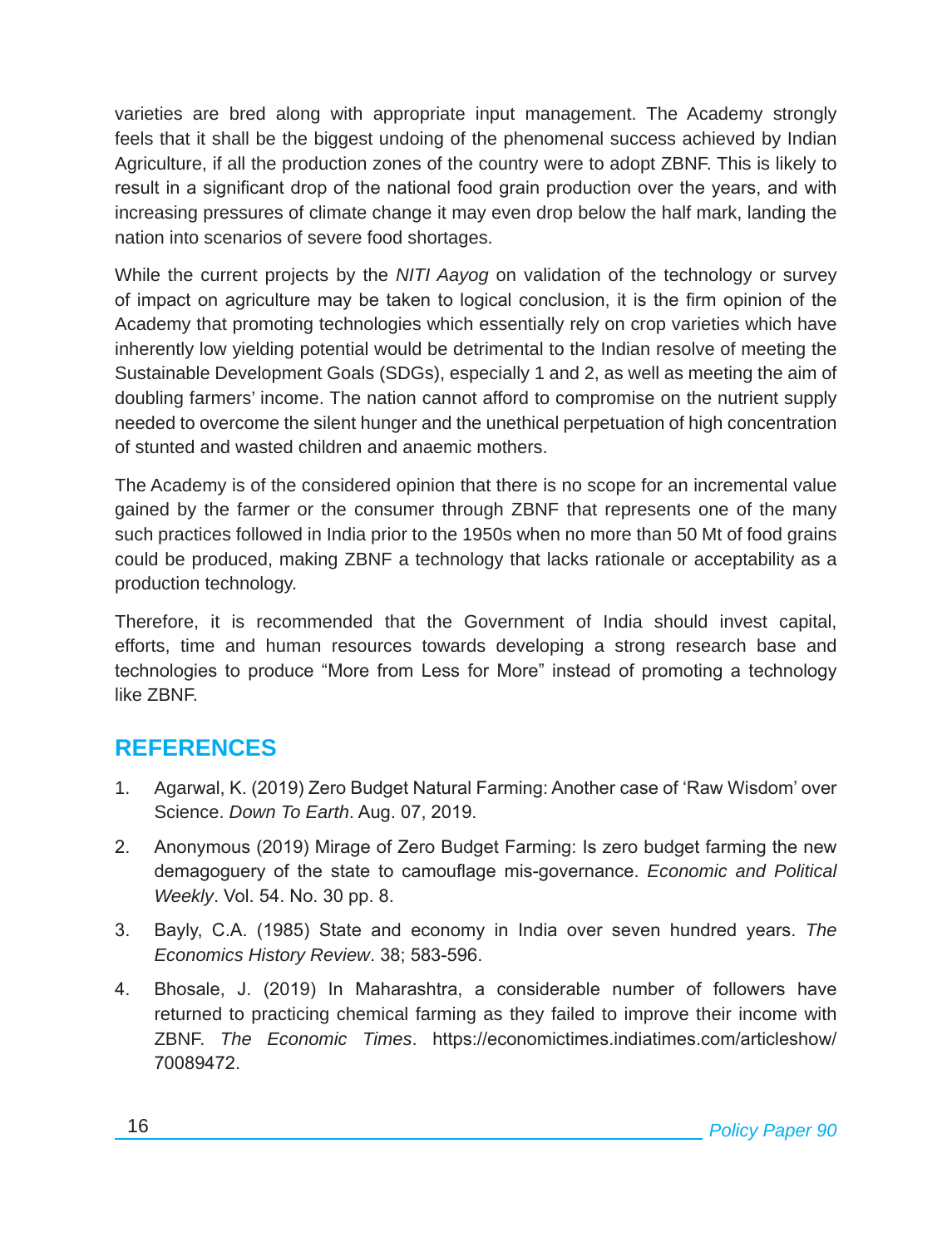varieties are bred along with appropriate input management. The Academy strongly feels that it shall be the biggest undoing of the phenomenal success achieved by Indian Agriculture, if all the production zones of the country were to adopt ZBNF. This is likely to result in a significant drop of the national food grain production over the years, and with increasing pressures of climate change it may even drop below the half mark, landing the nation into scenarios of severe food shortages.

While the current projects by the *NITI Aayog* on validation of the technology or survey of impact on agriculture may be taken to logical conclusion, it is the firm opinion of the Academy that promoting technologies which essentially rely on crop varieties which have inherently low yielding potential would be detrimental to the Indian resolve of meeting the Sustainable Development Goals (SDGs), especially 1 and 2, as well as meeting the aim of doubling farmers' income. The nation cannot afford to compromise on the nutrient supply needed to overcome the silent hunger and the unethical perpetuation of high concentration of stunted and wasted children and anaemic mothers.

The Academy is of the considered opinion that there is no scope for an incremental value gained by the farmer or the consumer through ZBNF that represents one of the many such practices followed in India prior to the 1950s when no more than 50 Mt of food grains could be produced, making ZBNF a technology that lacks rationale or acceptability as a production technology.

Therefore, it is recommended that the Government of India should invest capital, efforts, time and human resources towards developing a strong research base and technologies to produce "More from Less for More" instead of promoting a technology like ZBNF.

## REFERENCES

1. Agarwal, K. (2019) Zero Budget Natural Farming: Another case of 'Raw Wisdom' over Science. *Down To Earth*. Aug. 07, 2019.
2. Anonymous (2019) Mirage of Zero Budget Farming: Is zero budget farming the new demagoguery of the state to camouflage mis-governance. *Economic and Political Weekly*. Vol. 54. No. 30 pp. 8.
3. Bayly, C.A. (1985) State and economy in India over seven hundred years. *The Economics History Review*. 38; 583-596.
4. Bhosale, J. (2019) In Maharashtra, a considerable number of followers have returned to practicing chemical farming as they failed to improve their income with ZBNF. *The Economic Times*. https://economictimes.indiatimes.com/articleshow/70089472.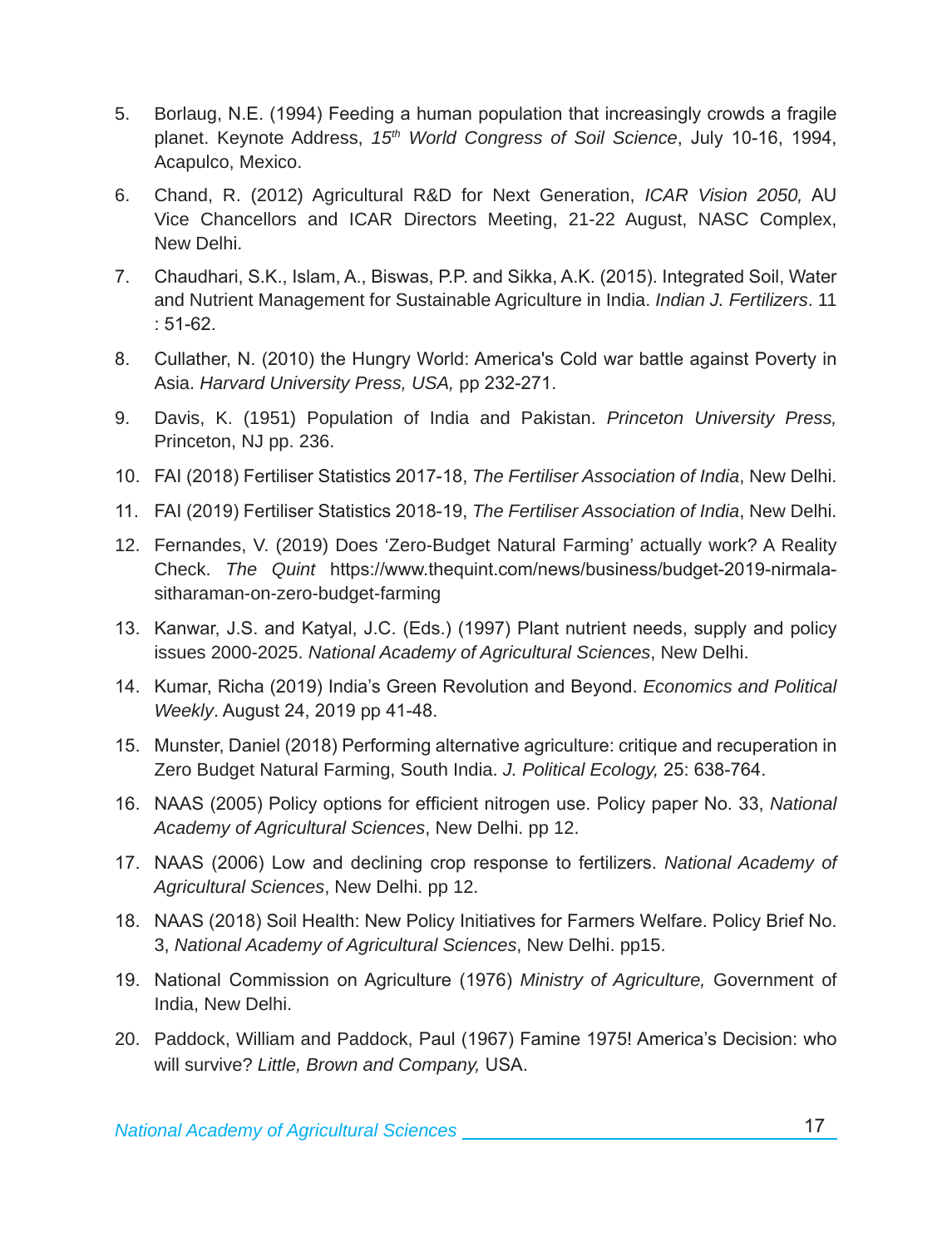5. Borlaug, N.E. (1994) Feeding a human population that increasingly crowds a fragile planet. Keynote Address, *15th World Congress of Soil Science*, July 10-16, 1994, Acapulco, Mexico.

6. Chand, R. (2012) Agricultural R&D for Next Generation, *ICAR Vision 2050,* AU Vice Chancellors and ICAR Directors Meeting, 21-22 August, NASC Complex, New Delhi.

7. Chaudhari, S.K., Islam, A., Biswas, P.P. and Sikka, A.K. (2015). Integrated Soil, Water and Nutrient Management for Sustainable Agriculture in India. *Indian J. Fertilizers*. 11 : 51-62.

8. Cullather, N. (2010) the Hungry World: America's Cold war battle against Poverty in Asia. *Harvard University Press, USA,* pp 232-271.

9. Davis, K. (1951) Population of India and Pakistan. *Princeton University Press,* Princeton, NJ pp. 236.

10. FAI (2018) Fertiliser Statistics 2017-18, *The Fertiliser Association of India*, New Delhi.

11. FAI (2019) Fertiliser Statistics 2018-19, *The Fertiliser Association of India*, New Delhi.

12. Fernandes, V. (2019) Does 'Zero-Budget Natural Farming' actually work? A Reality Check. *The Quint* https://www.thequint.com/news/business/budget-2019-nirmala-sitharaman-on-zero-budget-farming

13. Kanwar, J.S. and Katyal, J.C. (Eds.) (1997) Plant nutrient needs, supply and policy issues 2000-2025. *National Academy of Agricultural Sciences*, New Delhi.

14. Kumar, Richa (2019) India's Green Revolution and Beyond. *Economics and Political Weekly*. August 24, 2019 pp 41-48.

15. Munster, Daniel (2018) Performing alternative agriculture: critique and recuperation in Zero Budget Natural Farming, South India. *J. Political Ecology,* 25: 638-764.

16. NAAS (2005) Policy options for efficient nitrogen use. Policy paper No. 33, *National Academy of Agricultural Sciences*, New Delhi. pp 12.

17. NAAS (2006) Low and declining crop response to fertilizers. *National Academy of Agricultural Sciences*, New Delhi. pp 12.

18. NAAS (2018) Soil Health: New Policy Initiatives for Farmers Welfare. Policy Brief No. 3, *National Academy of Agricultural Sciences*, New Delhi. pp15.

19. National Commission on Agriculture (1976) *Ministry of Agriculture,* Government of India, New Delhi.

20. Paddock, William and Paddock, Paul (1967) Famine 1975! America's Decision: who will survive? *Little, Brown and Company,* USA.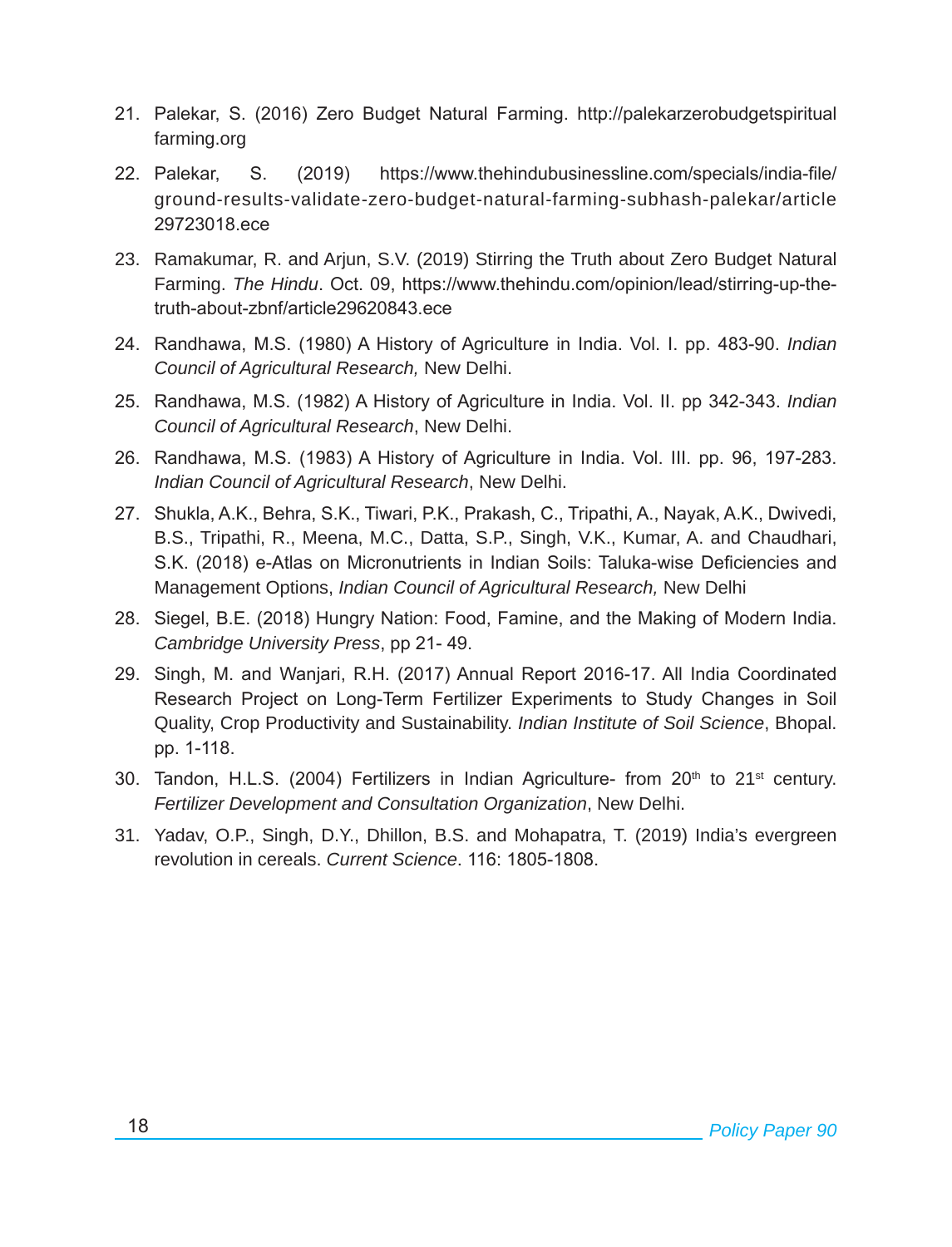21. Palekar, S. (2016) Zero Budget Natural Farming. http://palekarzerobudgetspiritualfarming.org

22. Palekar, S. (2019) https://www.thehindubusinessline.com/specials/india-file/ground-results-validate-zero-budget-natural-farming-subhash-palekar/article29723018.ece

23. Ramakumar, R. and Arjun, S.V. (2019) Stirring the Truth about Zero Budget Natural Farming. *The Hindu*. Oct. 09, https://www.thehindu.com/opinion/lead/stirring-up-the-truth-about-zbnf/article29620843.ece

24. Randhawa, M.S. (1980) A History of Agriculture in India. Vol. I. pp. 483-90. *Indian Council of Agricultural Research,* New Delhi.

25. Randhawa, M.S. (1982) A History of Agriculture in India. Vol. II. pp 342-343. *Indian Council of Agricultural Research*, New Delhi.

26. Randhawa, M.S. (1983) A History of Agriculture in India. Vol. III. pp. 96, 197-283. *Indian Council of Agricultural Research*, New Delhi.

27. Shukla, A.K., Behra, S.K., Tiwari, P.K., Prakash, C., Tripathi, A., Nayak, A.K., Dwivedi, B.S., Tripathi, R., Meena, M.C., Datta, S.P., Singh, V.K., Kumar, A. and Chaudhari, S.K. (2018) e-Atlas on Micronutrients in Indian Soils: Taluka-wise Deficiencies and Management Options, *Indian Council of Agricultural Research,* New Delhi

28. Siegel, B.E. (2018) Hungry Nation: Food, Famine, and the Making of Modern India. *Cambridge University Press*, pp 21- 49.

29. Singh, M. and Wanjari, R.H. (2017) Annual Report 2016-17. All India Coordinated Research Project on Long-Term Fertilizer Experiments to Study Changes in Soil Quality, Crop Productivity and Sustainability. *Indian Institute of Soil Science*, Bhopal. pp. 1-118.

30. Tandon, H.L.S. (2004) Fertilizers in Indian Agriculture- from 20th to 21st century. *Fertilizer Development and Consultation Organization*, New Delhi.

31. Yadav, O.P., Singh, D.Y., Dhillon, B.S. and Mohapatra, T. (2019) India's evergreen revolution in cereals. *Current Science*. 116: 1805-1808.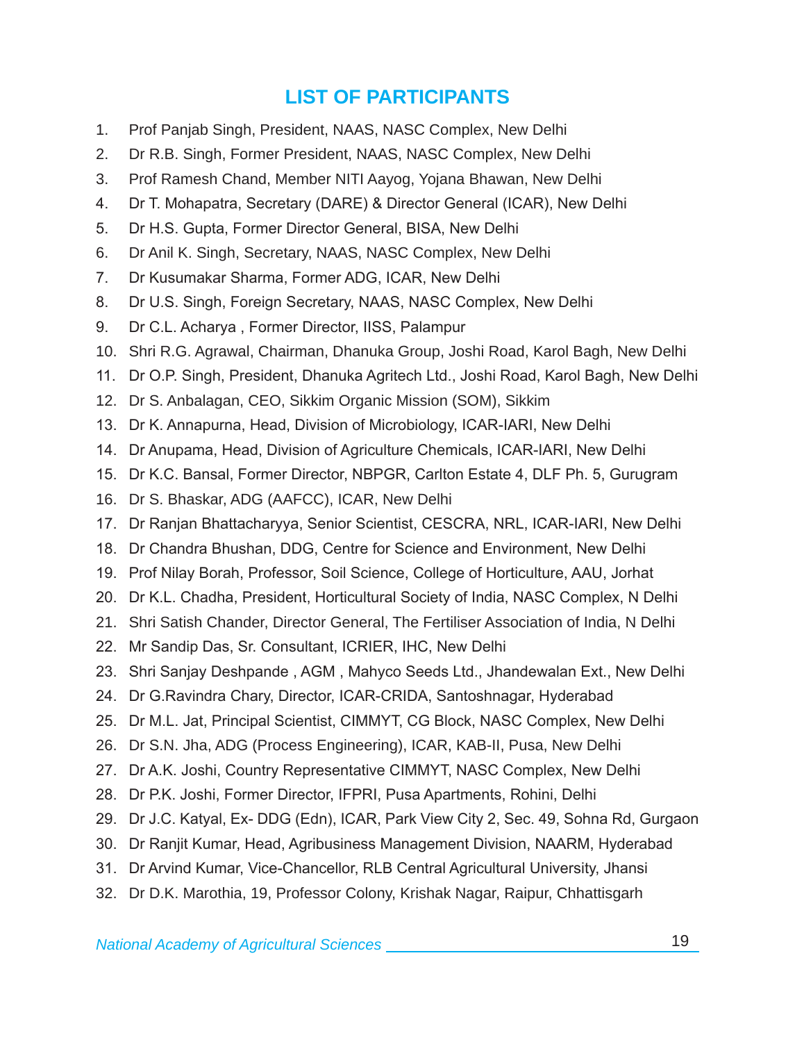## LIST OF PARTICIPANTS

1. Prof Panjab Singh, President, NAAS, NASC Complex, New Delhi
2. Dr R.B. Singh, Former President, NAAS, NASC Complex, New Delhi
3. Prof Ramesh Chand, Member NITI Aayog, Yojana Bhawan, New Delhi
4. Dr T. Mohapatra, Secretary (DARE) & Director General (ICAR), New Delhi
5. Dr H.S. Gupta, Former Director General, BISA, New Delhi
6. Dr Anil K. Singh, Secretary, NAAS, NASC Complex, New Delhi
7. Dr Kusumakar Sharma, Former ADG, ICAR, New Delhi
8. Dr U.S. Singh, Foreign Secretary, NAAS, NASC Complex, New Delhi
9. Dr C.L. Acharya , Former Director, IISS, Palampur
10. Shri R.G. Agrawal, Chairman, Dhanuka Group, Joshi Road, Karol Bagh, New Delhi
11. Dr O.P. Singh, President, Dhanuka Agritech Ltd., Joshi Road, Karol Bagh, New Delhi
12. Dr S. Anbalagan, CEO, Sikkim Organic Mission (SOM), Sikkim
13. Dr K. Annapurna, Head, Division of Microbiology, ICAR-IARI, New Delhi
14. Dr Anupama, Head, Division of Agriculture Chemicals, ICAR-IARI, New Delhi
15. Dr K.C. Bansal, Former Director, NBPGR, Carlton Estate 4, DLF Ph. 5, Gurugram
16. Dr S. Bhaskar, ADG (AAFCC), ICAR, New Delhi
17. Dr Ranjan Bhattacharyya, Senior Scientist, CESCRA, NRL, ICAR-IARI, New Delhi
18. Dr Chandra Bhushan, DDG, Centre for Science and Environment, New Delhi
19. Prof Nilay Borah, Professor, Soil Science, College of Horticulture, AAU, Jorhat
20. Dr K.L. Chadha, President, Horticultural Society of India, NASC Complex, N Delhi
21. Shri Satish Chander, Director General, The Fertiliser Association of India, N Delhi
22. Mr Sandip Das, Sr. Consultant, ICRIER, IHC, New Delhi
23. Shri Sanjay Deshpande , AGM , Mahyco Seeds Ltd., Jhandewalan Ext., New Delhi
24. Dr G.Ravindra Chary, Director, ICAR-CRIDA, Santoshnagar, Hyderabad
25. Dr M.L. Jat, Principal Scientist, CIMMYT, CG Block, NASC Complex, New Delhi
26. Dr S.N. Jha, ADG (Process Engineering), ICAR, KAB-II, Pusa, New Delhi
27. Dr A.K. Joshi, Country Representative CIMMYT, NASC Complex, New Delhi
28. Dr P.K. Joshi, Former Director, IFPRI, Pusa Apartments, Rohini, Delhi
29. Dr J.C. Katyal, Ex- DDG (Edn), ICAR, Park View City 2, Sec. 49, Sohna Rd, Gurgaon
30. Dr Ranjit Kumar, Head, Agribusiness Management Division, NAARM, Hyderabad
31. Dr Arvind Kumar, Vice-Chancellor, RLB Central Agricultural University, Jhansi
32. Dr D.K. Marothia, 19, Professor Colony, Krishak Nagar, Raipur, Chhattisgarh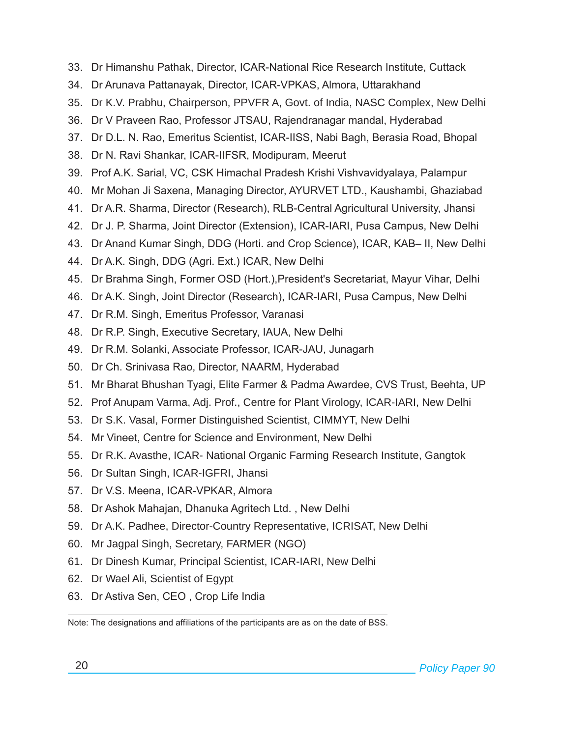33. Dr Himanshu Pathak, Director, ICAR-National Rice Research Institute, Cuttack
34. Dr Arunava Pattanayak, Director, ICAR-VPKAS, Almora, Uttarakhand
35. Dr K.V. Prabhu, Chairperson, PPVFR A, Govt. of India, NASC Complex, New Delhi
36. Dr V Praveen Rao, Professor JTSAU, Rajendranagar mandal, Hyderabad
37. Dr D.L. N. Rao, Emeritus Scientist, ICAR-IISS, Nabi Bagh, Berasia Road, Bhopal
38. Dr N. Ravi Shankar, ICAR-IIFSR, Modipuram, Meerut
39. Prof A.K. Sarial, VC, CSK Himachal Pradesh Krishi Vishvavidyalaya, Palampur
40. Mr Mohan Ji Saxena, Managing Director, AYURVET LTD., Kaushambi, Ghaziabad
41. Dr A.R. Sharma, Director (Research), RLB-Central Agricultural University, Jhansi
42. Dr J. P. Sharma, Joint Director (Extension), ICAR-IARI, Pusa Campus, New Delhi
43. Dr Anand Kumar Singh, DDG (Horti. and Crop Science), ICAR, KAB– II, New Delhi
44. Dr A.K. Singh, DDG (Agri. Ext.) ICAR, New Delhi
45. Dr Brahma Singh, Former OSD (Hort.),President's Secretariat, Mayur Vihar, Delhi
46. Dr A.K. Singh, Joint Director (Research), ICAR-IARI, Pusa Campus, New Delhi
47. Dr R.M. Singh, Emeritus Professor, Varanasi
48. Dr R.P. Singh, Executive Secretary, IAUA, New Delhi
49. Dr R.M. Solanki, Associate Professor, ICAR-JAU, Junagarh
50. Dr Ch. Srinivasa Rao, Director, NAARM, Hyderabad
51. Mr Bharat Bhushan Tyagi, Elite Farmer & Padma Awardee, CVS Trust, Beehta, UP
52. Prof Anupam Varma, Adj. Prof., Centre for Plant Virology, ICAR-IARI, New Delhi
53. Dr S.K. Vasal, Former Distinguished Scientist, CIMMYT, New Delhi
54. Mr Vineet, Centre for Science and Environment, New Delhi
55. Dr R.K. Avasthe, ICAR- National Organic Farming Research Institute, Gangtok
56. Dr Sultan Singh, ICAR-IGFRI, Jhansi
57. Dr V.S. Meena, ICAR-VPKAR, Almora
58. Dr Ashok Mahajan, Dhanuka Agritech Ltd. , New Delhi
59. Dr A.K. Padhee, Director-Country Representative, ICRISAT, New Delhi
60. Mr Jagpal Singh, Secretary, FARMER (NGO)
61. Dr Dinesh Kumar, Principal Scientist, ICAR-IARI, New Delhi
62. Dr Wael Ali, Scientist of Egypt
63. Dr Astiva Sen, CEO , Crop Life India

---

Note: The designations and affiliations of the participants are as on the date of BSS.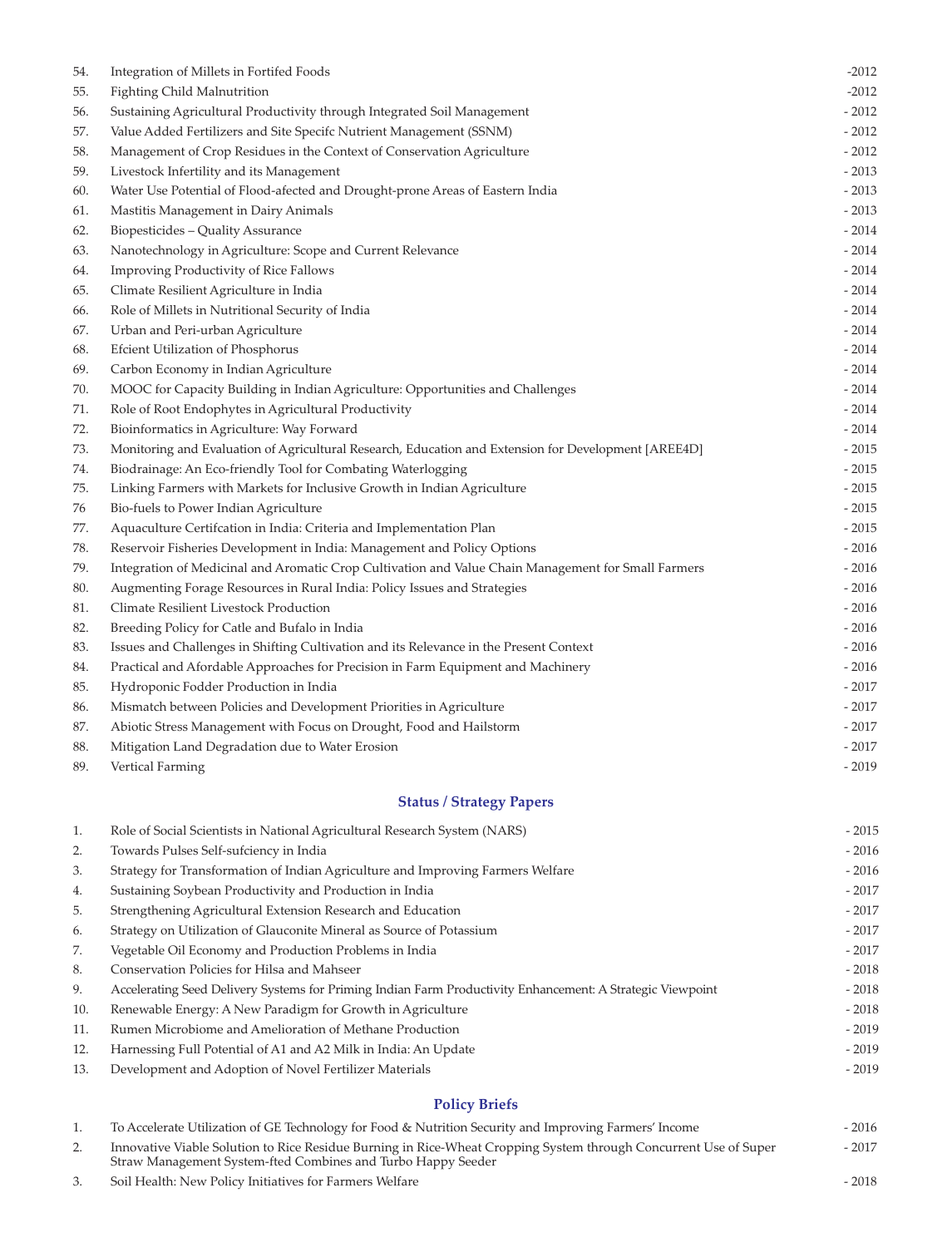| | | |
|---|---|---|
| 54. | Integration of Millets in Fortifed Foods | -2012 |
| 55. | Fighting Child Malnutrition | -2012 |
| 56. | Sustaining Agricultural Productivity through Integrated Soil Management | - 2012 |
| 57. | Value Added Fertilizers and Site Specifc Nutrient Management (SSNM) | - 2012 |
| 58. | Management of Crop Residues in the Context of Conservation Agriculture | - 2012 |
| 59. | Livestock Infertility and its Management | - 2013 |
| 60. | Water Use Potential of Flood-afected and Drought-prone Areas of Eastern India | - 2013 |
| 61. | Mastitis Management in Dairy Animals | - 2013 |
| 62. | Biopesticides – Quality Assurance | - 2014 |
| 63. | Nanotechnology in Agriculture: Scope and Current Relevance | - 2014 |
| 64. | Improving Productivity of Rice Fallows | - 2014 |
| 65. | Climate Resilient Agriculture in India | - 2014 |
| 66. | Role of Millets in Nutritional Security of India | - 2014 |
| 67. | Urban and Peri-urban Agriculture | - 2014 |
| 68. | Efcient Utilization of Phosphorus | - 2014 |
| 69. | Carbon Economy in Indian Agriculture | - 2014 |
| 70. | MOOC for Capacity Building in Indian Agriculture: Opportunities and Challenges | - 2014 |
| 71. | Role of Root Endophytes in Agricultural Productivity | - 2014 |
| 72. | Bioinformatics in Agriculture: Way Forward | - 2014 |
| 73. | Monitoring and Evaluation of Agricultural Research, Education and Extension for Development [AREE4D] | - 2015 |
| 74. | Biodrainage: An Eco-friendly Tool for Combating Waterlogging | - 2015 |
| 75. | Linking Farmers with Markets for Inclusive Growth in Indian Agriculture | - 2015 |
| 76 | Bio-fuels to Power Indian Agriculture | - 2015 |
| 77. | Aquaculture Certifcation in India: Criteria and Implementation Plan | - 2015 |
| 78. | Reservoir Fisheries Development in India: Management and Policy Options | - 2016 |
| 79. | Integration of Medicinal and Aromatic Crop Cultivation and Value Chain Management for Small Farmers | - 2016 |
| 80. | Augmenting Forage Resources in Rural India: Policy Issues and Strategies | - 2016 |
| 81. | Climate Resilient Livestock Production | - 2016 |
| 82. | Breeding Policy for Catle and Bufalo in India | - 2016 |
| 83. | Issues and Challenges in Shifting Cultivation and its Relevance in the Present Context | - 2016 |
| 84. | Practical and Afordable Approaches for Precision in Farm Equipment and Machinery | - 2016 |
| 85. | Hydroponic Fodder Production in India | - 2017 |
| 86. | Mismatch between Policies and Development Priorities in Agriculture | - 2017 |
| 87. | Abiotic Stress Management with Focus on Drought, Food and Hailstorm | - 2017 |
| 88. | Mitigation Land Degradation due to Water Erosion | - 2017 |
| 89. | Vertical Farming | - 2019 |

## Status / Strategy Papers

| | | |
|---|---|---|
| 1. | Role of Social Scientists in National Agricultural Research System (NARS) | - 2015 |
| 2. | Towards Pulses Self-sufciency in India | - 2016 |
| 3. | Strategy for Transformation of Indian Agriculture and Improving Farmers Welfare | - 2016 |
| 4. | Sustaining Soybean Productivity and Production in India | - 2017 |
| 5. | Strengthening Agricultural Extension Research and Education | - 2017 |
| 6. | Strategy on Utilization of Glauconite Mineral as Source of Potassium | - 2017 |
| 7. | Vegetable Oil Economy and Production Problems in India | - 2017 |
| 8. | Conservation Policies for Hilsa and Mahseer | - 2018 |
| 9. | Accelerating Seed Delivery Systems for Priming Indian Farm Productivity Enhancement: A Strategic Viewpoint | - 2018 |
| 10. | Renewable Energy: A New Paradigm for Growth in Agriculture | - 2018 |
| 11. | Rumen Microbiome and Amelioration of Methane Production | - 2019 |
| 12. | Harnessing Full Potential of A1 and A2 Milk in India: An Update | - 2019 |
| 13. | Development and Adoption of Novel Fertilizer Materials | - 2019 |

## Policy Briefs

| | | |
|---|---|---|
| 1. | To Accelerate Utilization of GE Technology for Food & Nutrition Security and Improving Farmers' Income | - 2016 |
| 2. | Innovative Viable Solution to Rice Residue Burning in Rice-Wheat Cropping System through Concurrent Use of Super Straw Management System-fted Combines and Turbo Happy Seeder | - 2017 |
| 3. | Soil Health: New Policy Initiatives for Farmers Welfare | - 2018 |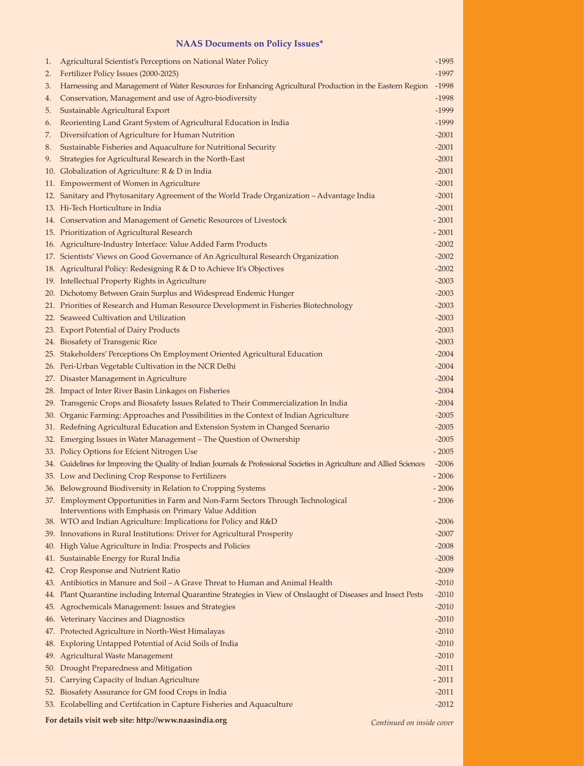### NAAS Documents on Policy Issues*

1. Agricultural Scientist's Perceptions on National Water Policy -1995
2. Fertilizer Policy Issues (2000-2025) -1997
3. Harnessing and Management of Water Resources for Enhancing Agricultural Production in the Eastern Region -1998
4. Conservation, Management and use of Agro-biodiversity -1998
5. Sustainable Agricultural Export -1999
6. Reorienting Land Grant System of Agricultural Education in India -1999
7. Diversifcation of Agriculture for Human Nutrition -2001
8. Sustainable Fisheries and Aquaculture for Nutritional Security -2001
9. Strategies for Agricultural Research in the North-East -2001
10. Globalization of Agriculture: R & D in India -2001
11. Empowerment of Women in Agriculture -2001
12. Sanitary and Phytosanitary Agreement of the World Trade Organization – Advantage India -2001
13. Hi-Tech Horticulture in India -2001
14. Conservation and Management of Genetic Resources of Livestock - 2001
15. Prioritization of Agricultural Research - 2001
16. Agriculture-Industry Interface: Value Added Farm Products -2002
17. Scientists' Views on Good Governance of An Agricultural Research Organization -2002
18. Agricultural Policy: Redesigning R & D to Achieve It's Objectives -2002
19. Intellectual Property Rights in Agriculture -2003
20. Dichotomy Between Grain Surplus and Widespread Endemic Hunger -2003
21. Priorities of Research and Human Resource Development in Fisheries Biotechnology -2003
22. Seaweed Cultivation and Utilization -2003
23. Export Potential of Dairy Products -2003
24. Biosafety of Transgenic Rice -2003
25. Stakeholders' Perceptions On Employment Oriented Agricultural Education -2004
26. Peri-Urban Vegetable Cultivation in the NCR Delhi -2004
27. Disaster Management in Agriculture -2004
28. Impact of Inter River Basin Linkages on Fisheries -2004
29. Transgenic Crops and Biosafety Issues Related to Their Commercialization In India -2004
30. Organic Farming: Approaches and Possibilities in the Context of Indian Agriculture -2005
31. Redefning Agricultural Education and Extension System in Changed Scenario -2005
32. Emerging Issues in Water Management – The Question of Ownership -2005
33. Policy Options for Efcient Nitrogen Use - 2005
34. Guidelines for Improving the Quality of Indian Journals & Professional Societies in Agriculture and Allied Sciences -2006
35. Low and Declining Crop Response to Fertilizers - 2006
36. Belowground Biodiversity in Relation to Cropping Systems - 2006
37. Employment Opportunities in Farm and Non-Farm Sectors Through Technological Interventions with Emphasis on Primary Value Addition - 2006
38. WTO and Indian Agriculture: Implications for Policy and R&D -2006
39. Innovations in Rural Institutions: Driver for Agricultural Prosperity -2007
40. High Value Agriculture in India: Prospects and Policies -2008
41. Sustainable Energy for Rural India -2008
42. Crop Response and Nutrient Ratio -2009
43. Antibiotics in Manure and Soil – A Grave Threat to Human and Animal Health -2010
44. Plant Quarantine including Internal Quarantine Strategies in View of Onslaught of Diseases and Insect Pests -2010
45. Agrochemicals Management: Issues and Strategies -2010
46. Veterinary Vaccines and Diagnostics -2010
47. Protected Agriculture in North-West Himalayas -2010
48. Exploring Untapped Potential of Acid Soils of India -2010
49. Agricultural Waste Management -2010
50. Drought Preparedness and Mitigation -2011
51. Carrying Capacity of Indian Agriculture - 2011
52. Biosafety Assurance for GM food Crops in India -2011
53. Ecolabelling and Certifcation in Capture Fisheries and Aquaculture -2012

**For details visit web site: http://www.naasindia.org**

*Continued on inside cover*